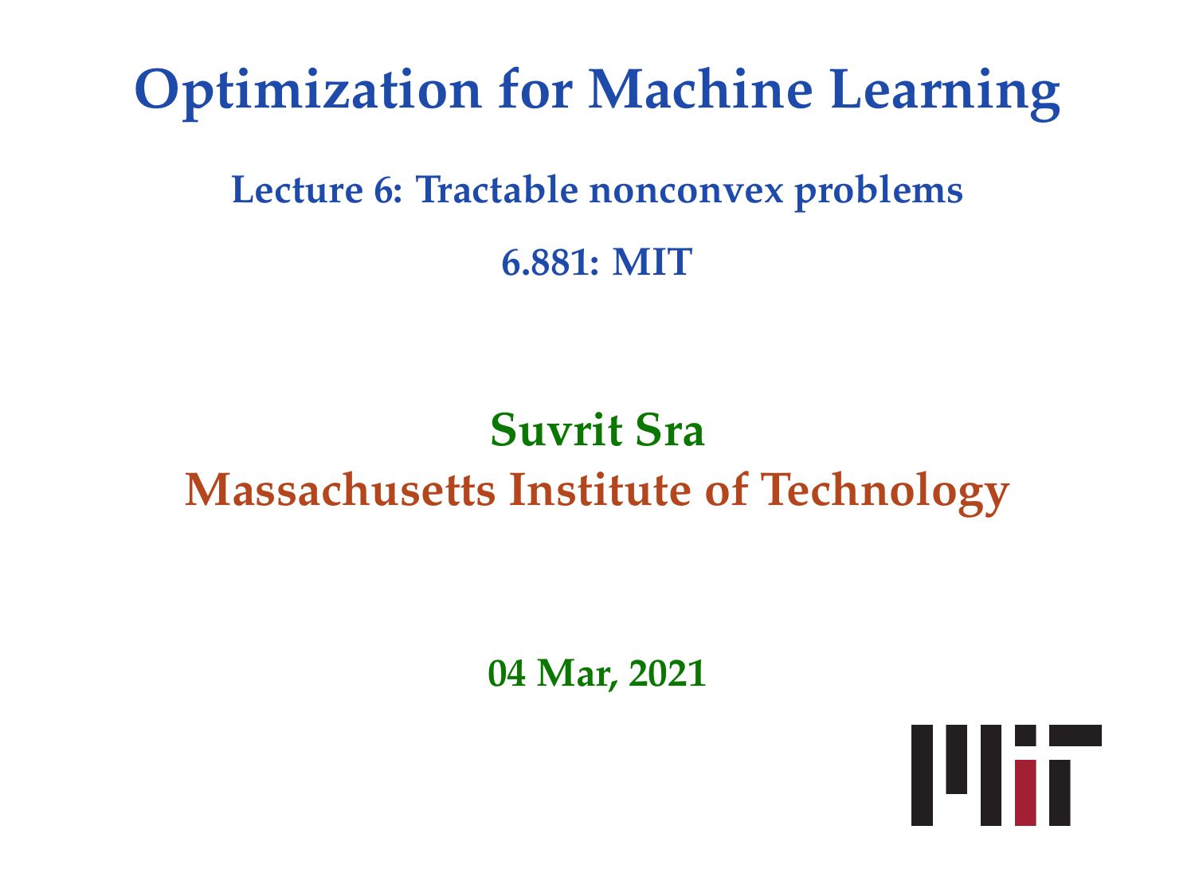# Optimization for Machine Learning

## Lecture 6: Tractable nonconvex problems

## 6.881: MIT

**Suvrit Sra**

**Massachusetts Institute of Technology**

**04 Mar, 2021**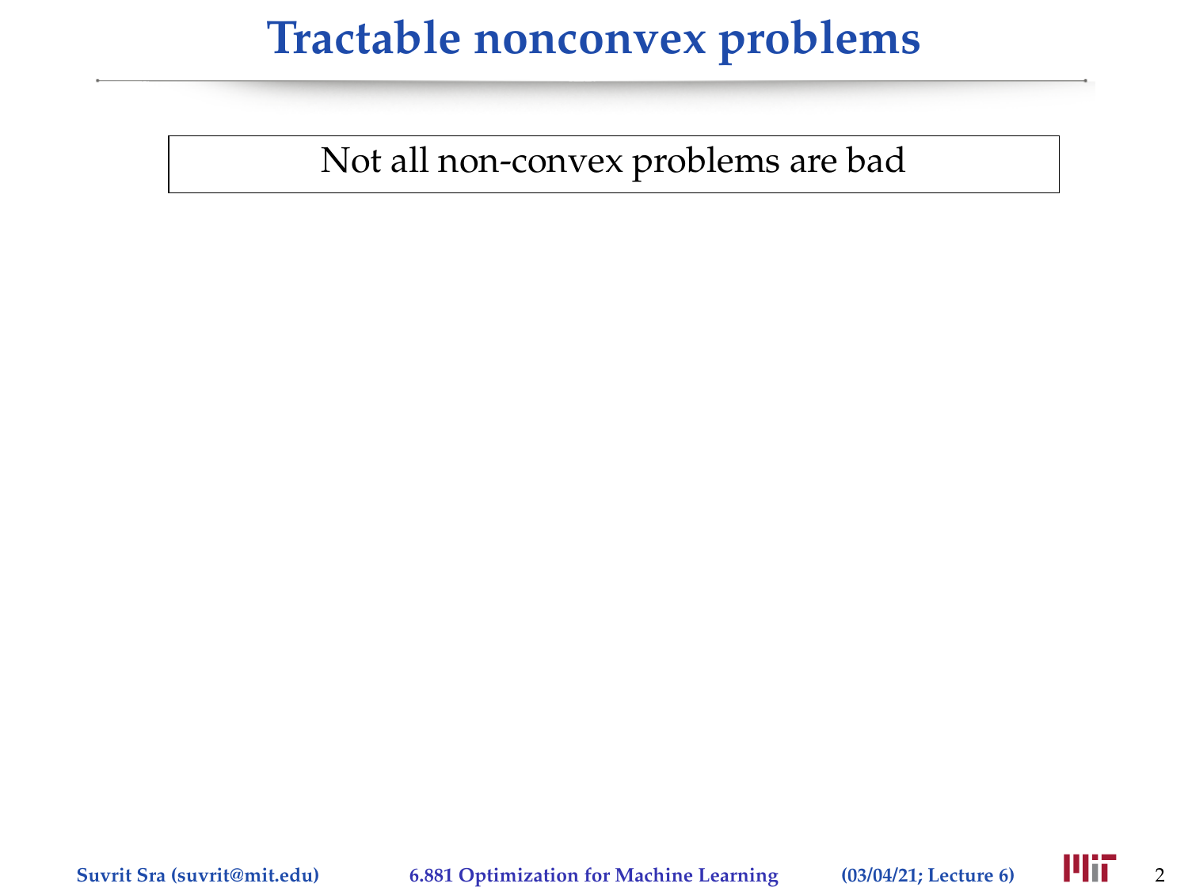# Tractable nonconvex problems

Not all non-convex problems are bad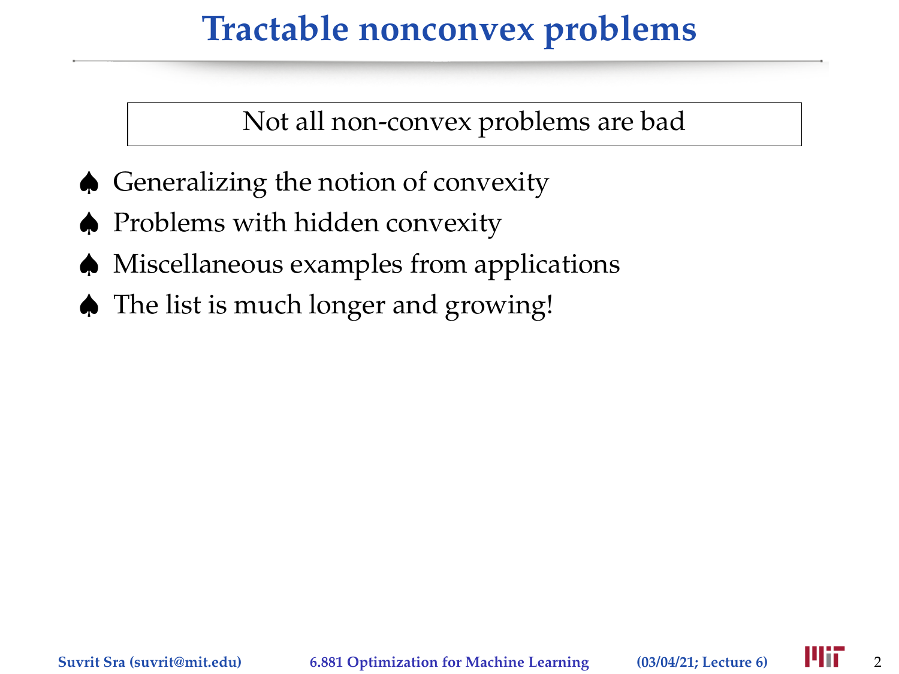# Tractable nonconvex problems

Not all non-convex problems are bad

- ♠ Generalizing the notion of convexity
- ♠ Problems with hidden convexity
- ♠ Miscellaneous examples from applications
- ♠ The list is much longer and growing!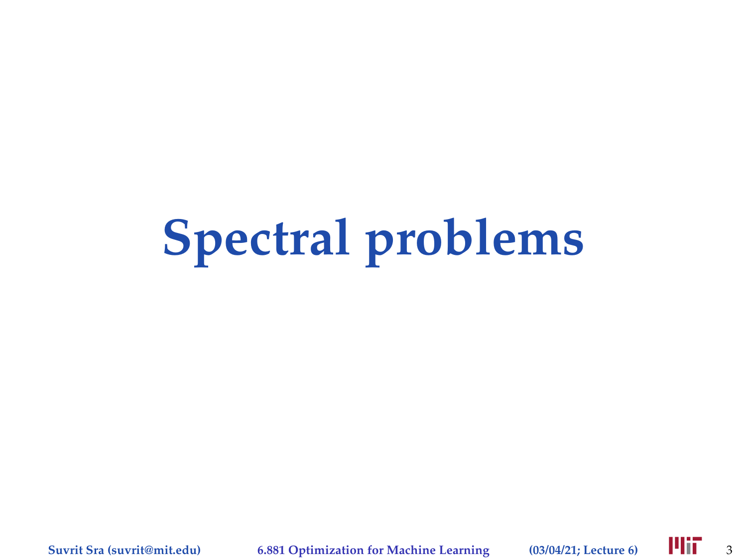# Spectral problems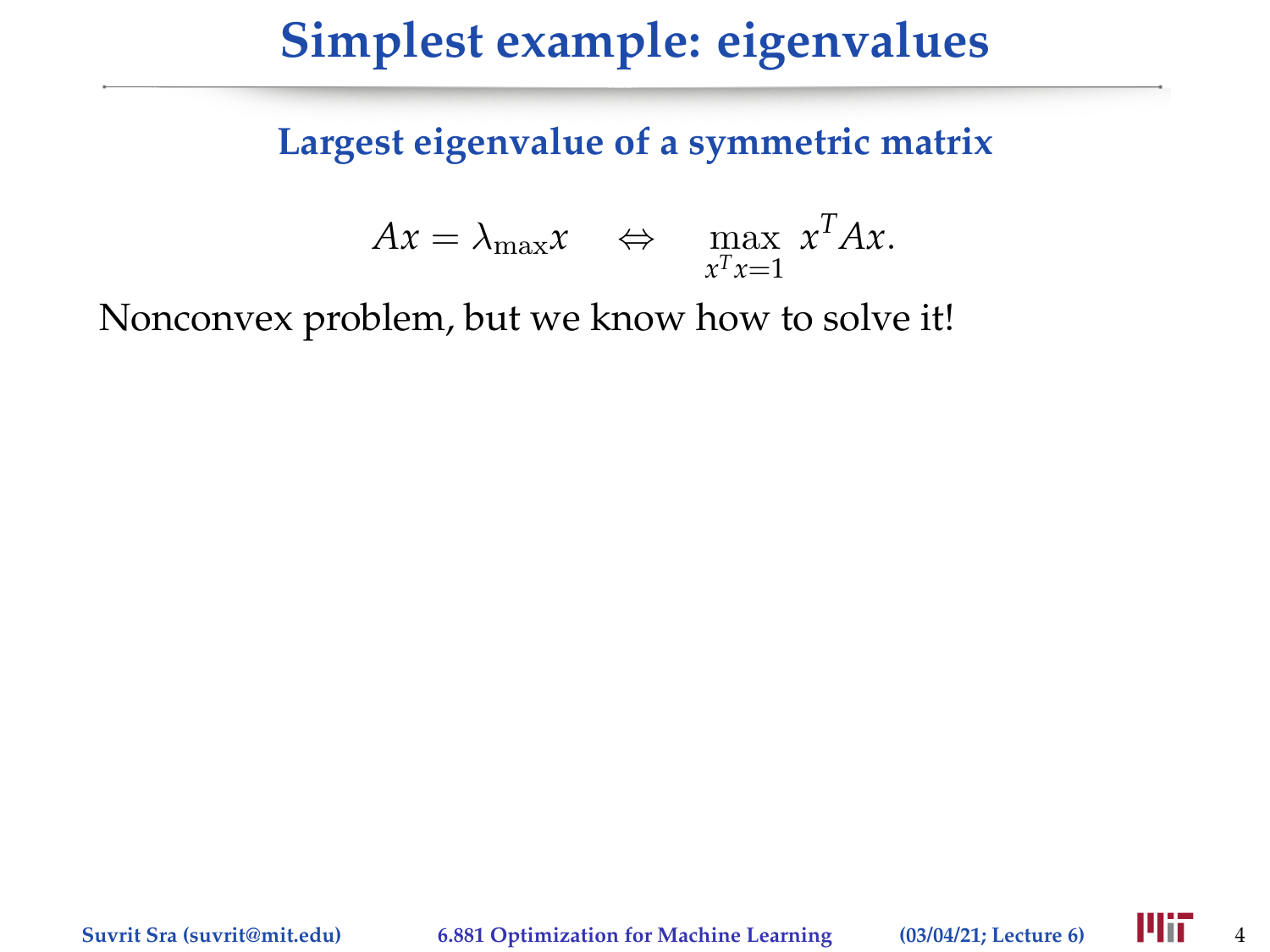# Simplest example: eigenvalues

### Largest eigenvalue of a symmetric matrix

$$Ax = \lambda_{\max} x \quad \Leftrightarrow \quad \max_{x^T x = 1} \; x^T A x.$$

Nonconvex problem, but we know how to solve it!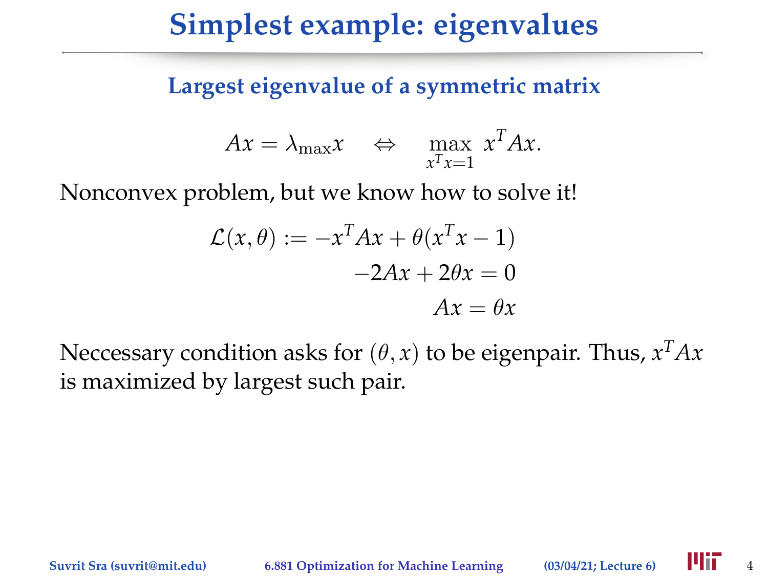# Simplest example: eigenvalues

## Largest eigenvalue of a symmetric matrix

$$Ax = \lambda_{\max} x \quad \Leftrightarrow \quad \max_{x^T x = 1} \; x^T A x.$$

Nonconvex problem, but we know how to solve it!

$$\begin{aligned} \mathcal{L}(x, \theta) := -x^T A x + \theta(x^T x - 1) \\ -2Ax + 2\theta x = 0 \\ Ax = \theta x \end{aligned}$$

Neccessary condition asks for $(\theta, x)$ to be eigenpair. Thus, $x^T A x$ is maximized by largest such pair.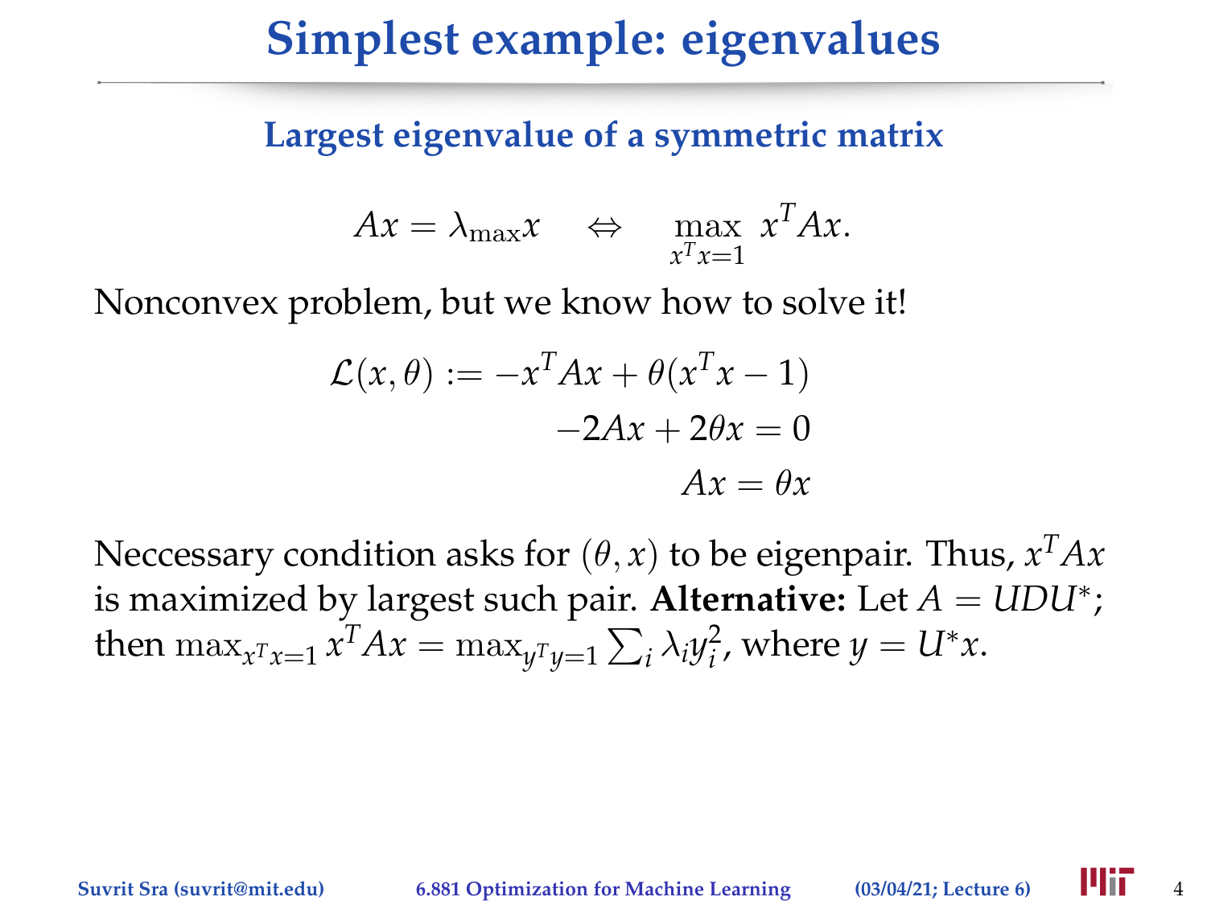# Simplest example: eigenvalues

### Largest eigenvalue of a symmetric matrix

$$Ax = \lambda_{\max} x \quad \Leftrightarrow \quad \max_{x^T x = 1} \; x^T A x.$$

Nonconvex problem, but we know how to solve it!

$$\begin{aligned}
\mathcal{L}(x, \theta) := -x^T A x + \theta(x^T x - 1) \\
-2Ax + 2\theta x = 0 \\
Ax = \theta x
\end{aligned}$$

Neccessary condition asks for $(\theta, x)$ to be eigenpair. Thus, $x^T A x$ is maximized by largest such pair. **Alternative:** Let $A = UDU^*$; then $\max_{x^T x = 1} x^T A x = \max_{y^T y = 1} \sum_i \lambda_i y_i^2$, where $y = U^* x$.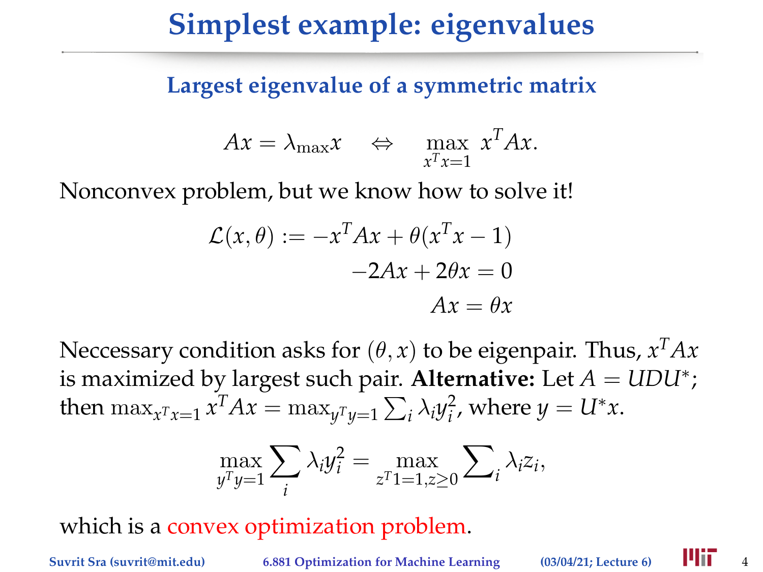# Simplest example: eigenvalues

## Largest eigenvalue of a symmetric matrix

$$Ax = \lambda_{\max} x \quad \Leftrightarrow \quad \max_{x^T x = 1} \; x^T A x.$$

Nonconvex problem, but we know how to solve it!

$$\begin{aligned} \mathcal{L}(x, \theta) := -x^T A x + \theta(x^T x - 1) \\ -2Ax + 2\theta x = 0 \\ Ax = \theta x \end{aligned}$$

Neccessary condition asks for $(\theta, x)$ to be eigenpair. Thus, $x^T A x$ is maximized by largest such pair. **Alternative:** Let $A = UDU^*$; then $\max_{x^T x = 1} x^T A x = \max_{y^T y = 1} \sum_i \lambda_i y_i^2$, where $y = U^* x$.

$$\max_{y^T y = 1} \sum_i \lambda_i y_i^2 = \max_{z^T 1 = 1, z \geq 0} \sum\nolimits_i \lambda_i z_i,$$

which is a convex optimization problem.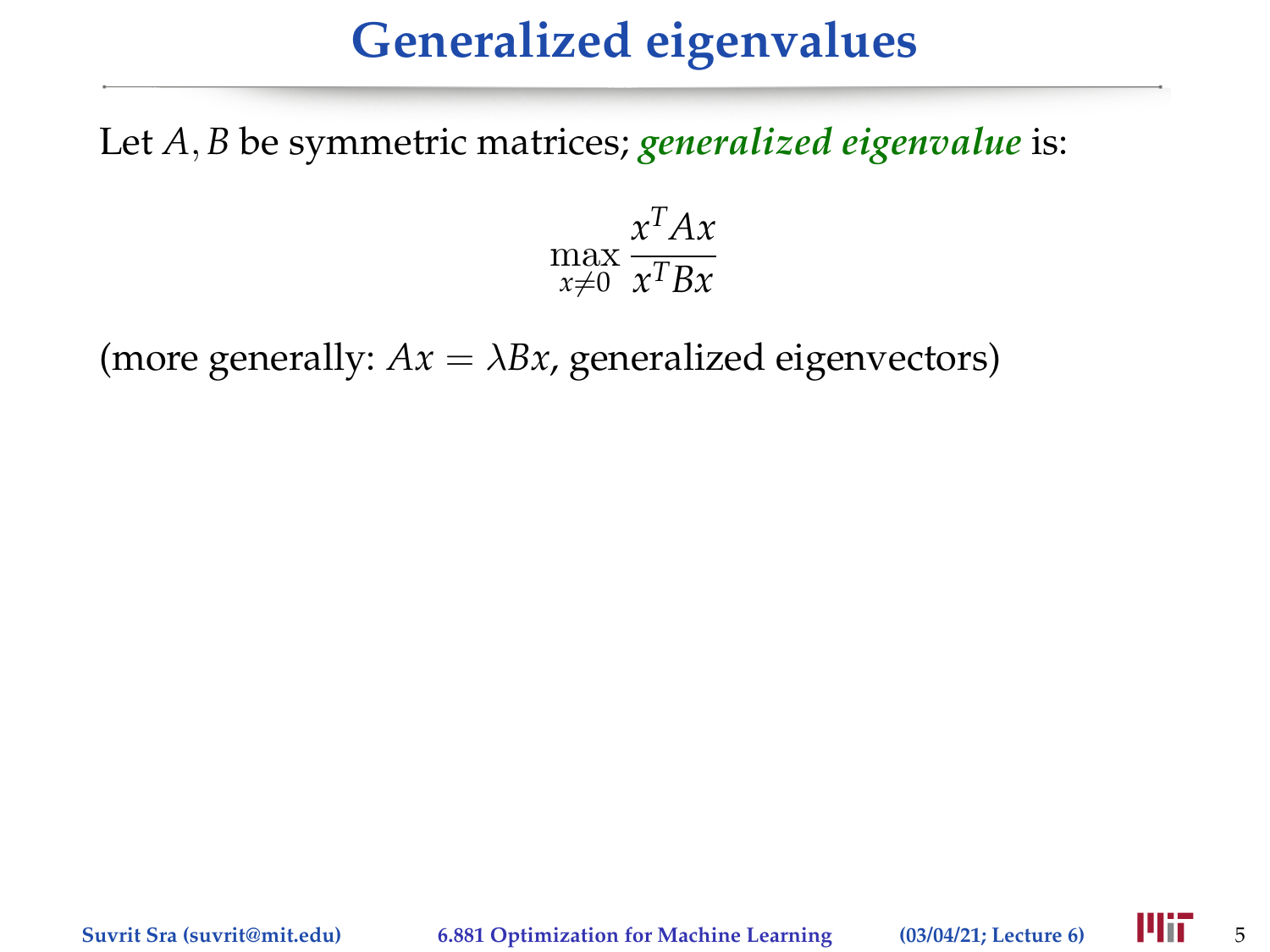# Generalized eigenvalues

Let $A, B$ be symmetric matrices; ***generalized eigenvalue*** is:

$$\max_{x \neq 0} \frac{x^T A x}{x^T B x}$$

(more generally: $Ax = \lambda Bx$, generalized eigenvectors)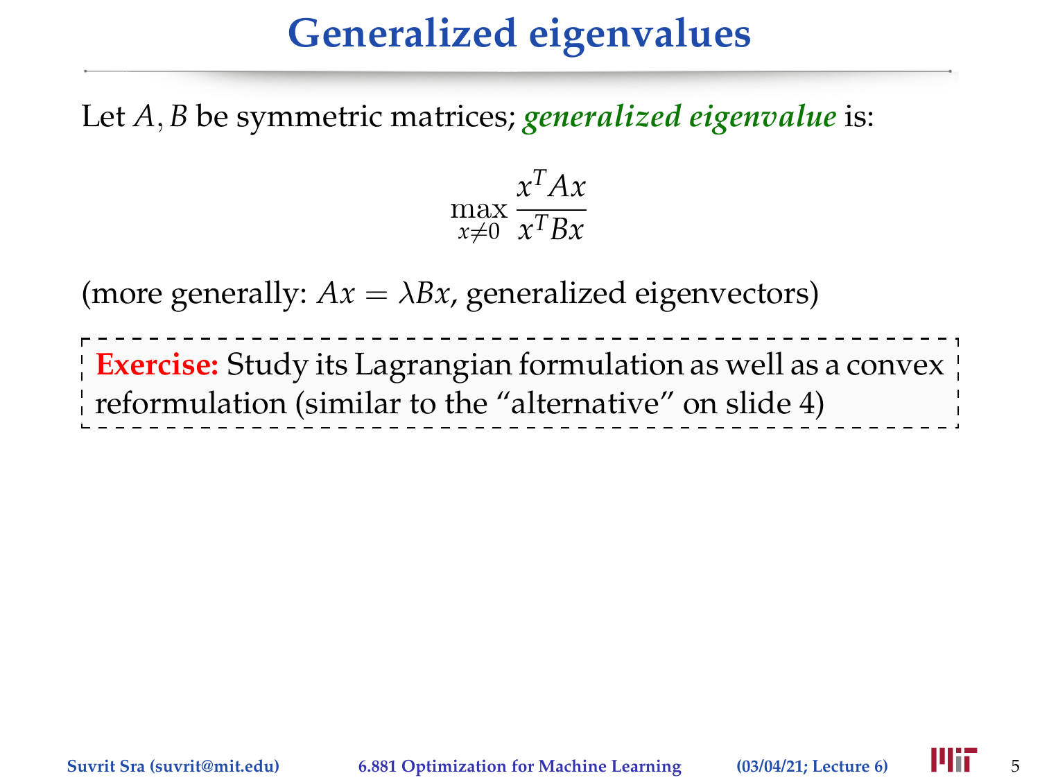# Generalized eigenvalues

Let $A, B$ be symmetric matrices; ***generalized eigenvalue*** is:

$$\max_{x \neq 0} \frac{x^T A x}{x^T B x}$$

(more generally: $Ax = \lambda Bx$, generalized eigenvectors)

**Exercise:** Study its Lagrangian formulation as well as a convex reformulation (similar to the "alternative" on slide 4)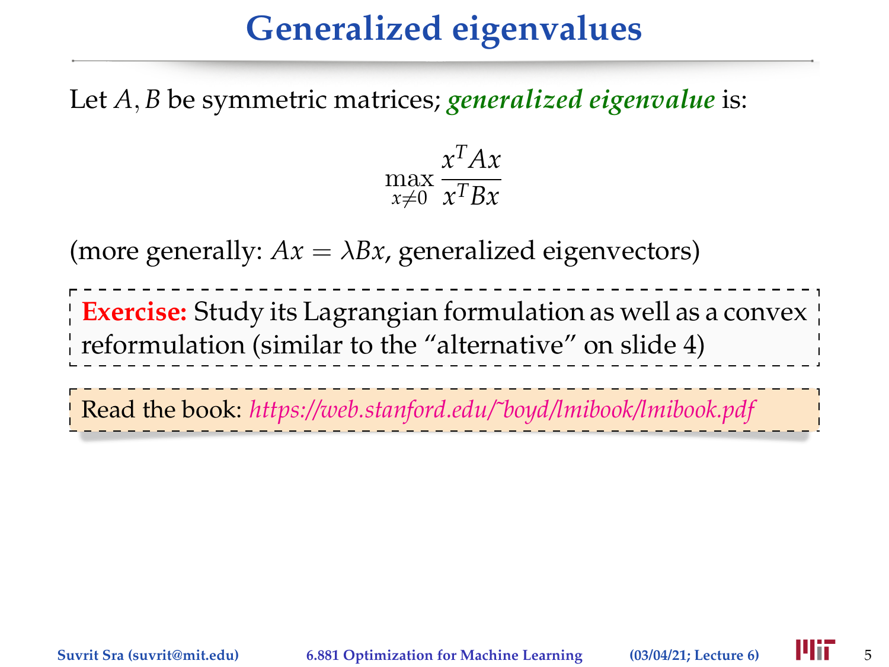# Generalized eigenvalues

Let $A, B$ be symmetric matrices; ***generalized eigenvalue*** is:

$$\max_{x \neq 0} \frac{x^T A x}{x^T B x}$$

(more generally: $Ax = \lambda Bx$, generalized eigenvectors)

**Exercise:** Study its Lagrangian formulation as well as a convex reformulation (similar to the "alternative" on slide 4)

Read the book: *https://web.stanford.edu/~boyd/lmibook/lmibook.pdf*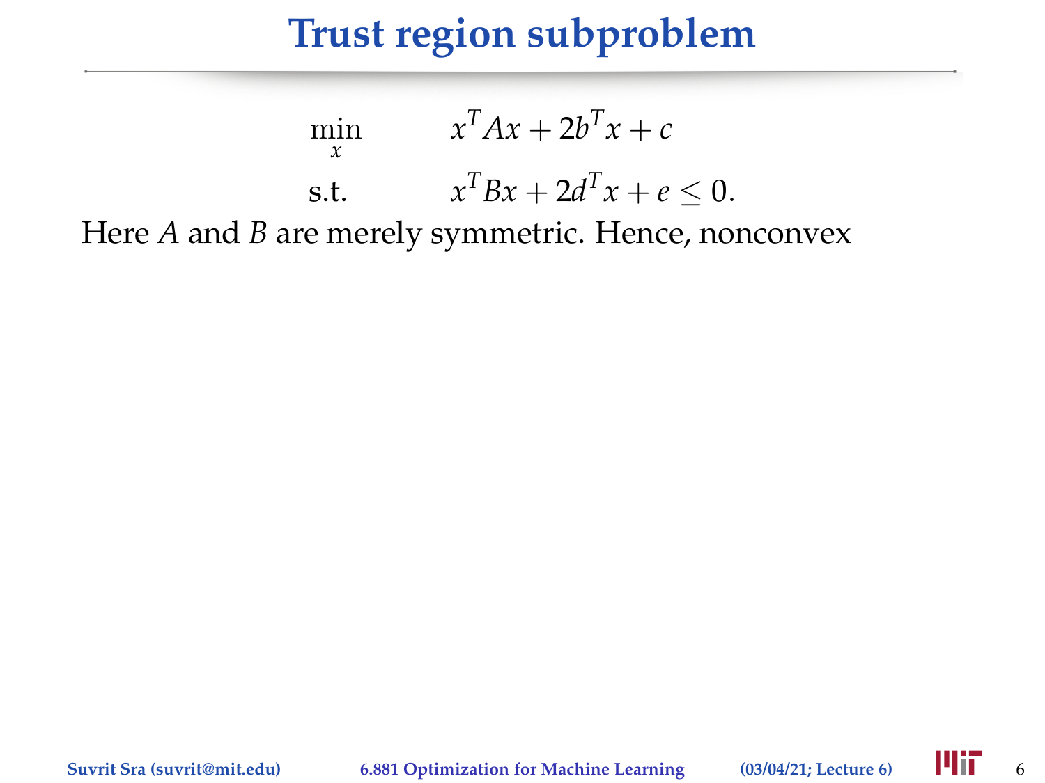# Trust region subproblem

$$
\begin{aligned}
\min_{x} \quad & x^T A x + 2b^T x + c \\
\text{s.t.} \quad & x^T B x + 2d^T x + e \leq 0.
\end{aligned}
$$

Here $A$ and $B$ are merely symmetric. Hence, nonconvex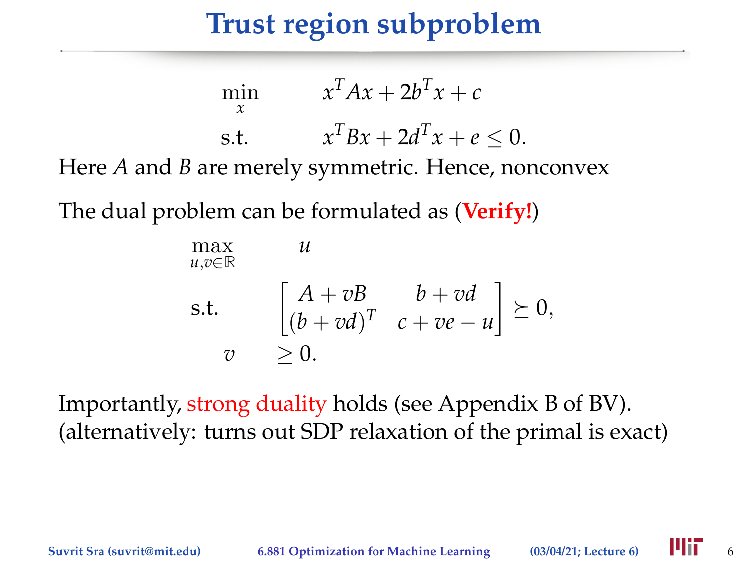# Trust region subproblem

$$
\begin{aligned}
\min_{x} \quad & x^T A x + 2b^T x + c \\
\text{s.t.} \quad & x^T B x + 2d^T x + e \leq 0.
\end{aligned}
$$

Here $A$ and $B$ are merely symmetric. Hence, nonconvex

The dual problem can be formulated as (**Verify!**)

$$
\begin{aligned}
\max_{u,v \in \mathbb{R}} \quad & u \\
\text{s.t.} \quad & \begin{bmatrix} A + vB & b + vd \\ (b + vd)^T & c + ve - u \end{bmatrix} \succeq 0, \\
v \quad & \geq 0.
\end{aligned}
$$

Importantly, strong duality holds (see Appendix B of BV).
(alternatively: turns out SDP relaxation of the primal is exact)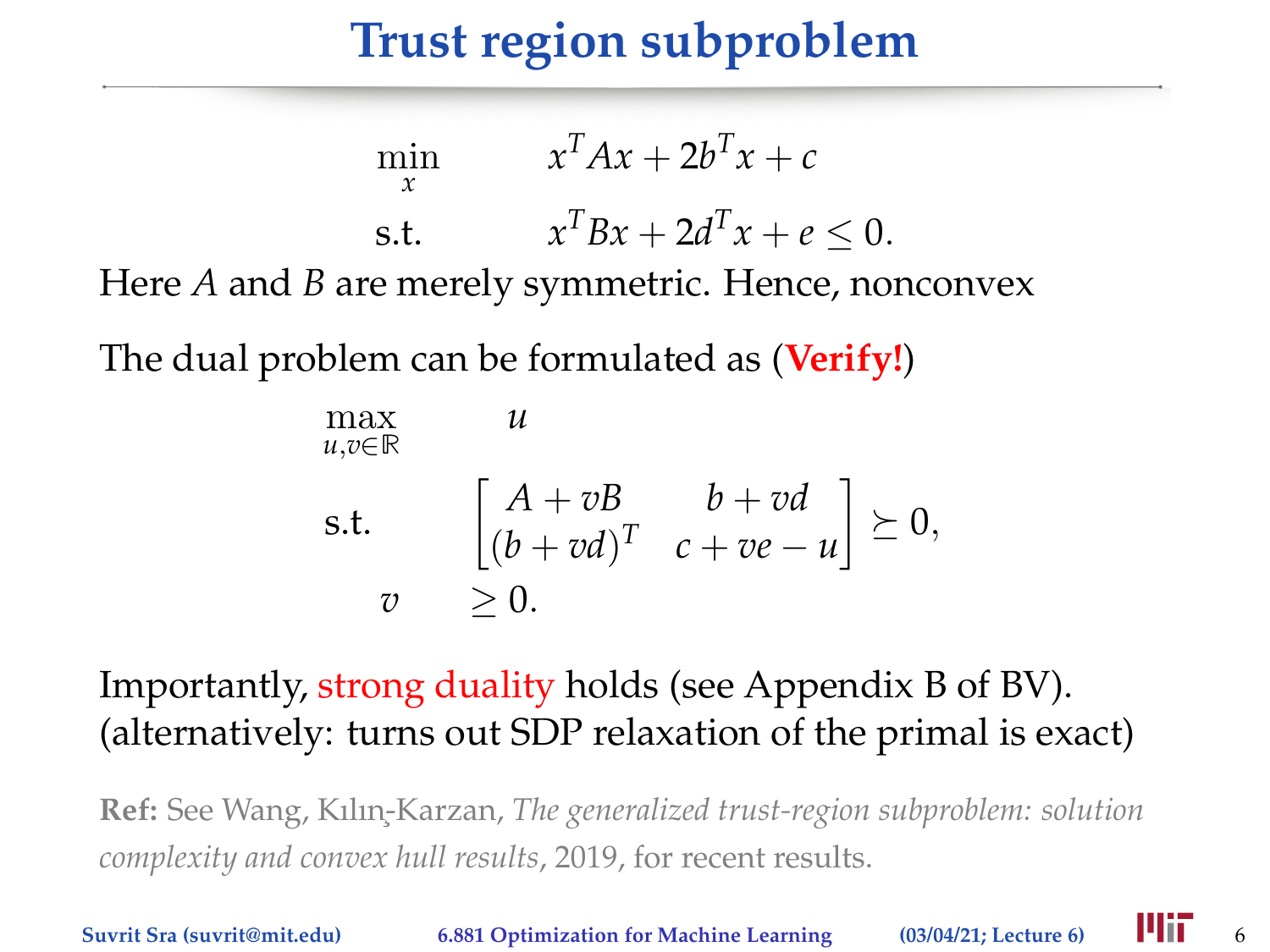# Trust region subproblem

$$
\begin{aligned}
\min_x \quad & x^T A x + 2b^T x + c \\
\text{s.t.} \quad & x^T B x + 2d^T x + e \leq 0.
\end{aligned}
$$

Here $A$ and $B$ are merely symmetric. Hence, nonconvex

The dual problem can be formulated as (**Verify!**)

$$
\begin{aligned}
\max_{u,v \in \mathbb{R}} \quad & u \\
\text{s.t.} \quad & \begin{bmatrix} A + vB & b + vd \\ (b + vd)^T & c + ve - u \end{bmatrix} \succeq 0, \\
& v \geq 0.
\end{aligned}
$$

Importantly, strong duality holds (see Appendix B of BV).
(alternatively: turns out SDP relaxation of the primal is exact)

**Ref:** See Wang, Kılınç-Karzan, *The generalized trust-region subproblem: solution complexity and convex hull results*, 2019, for recent results.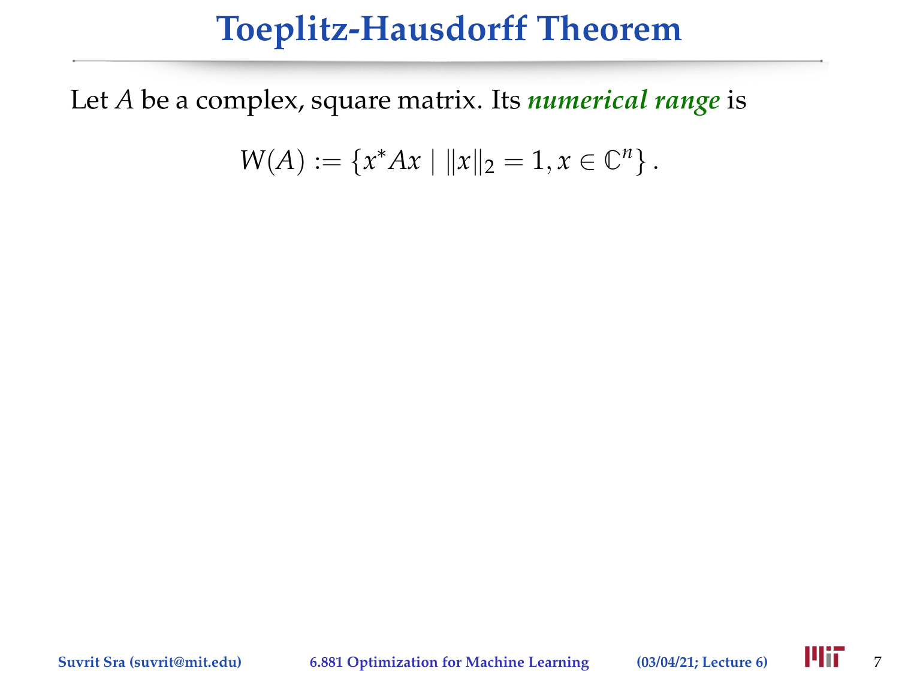# Toeplitz-Hausdorff Theorem

Let $A$ be a complex, square matrix. Its ***numerical range*** is

$$W(A) := \{x^*Ax \mid \|x\|_2 = 1, x \in \mathbb{C}^n\}.$$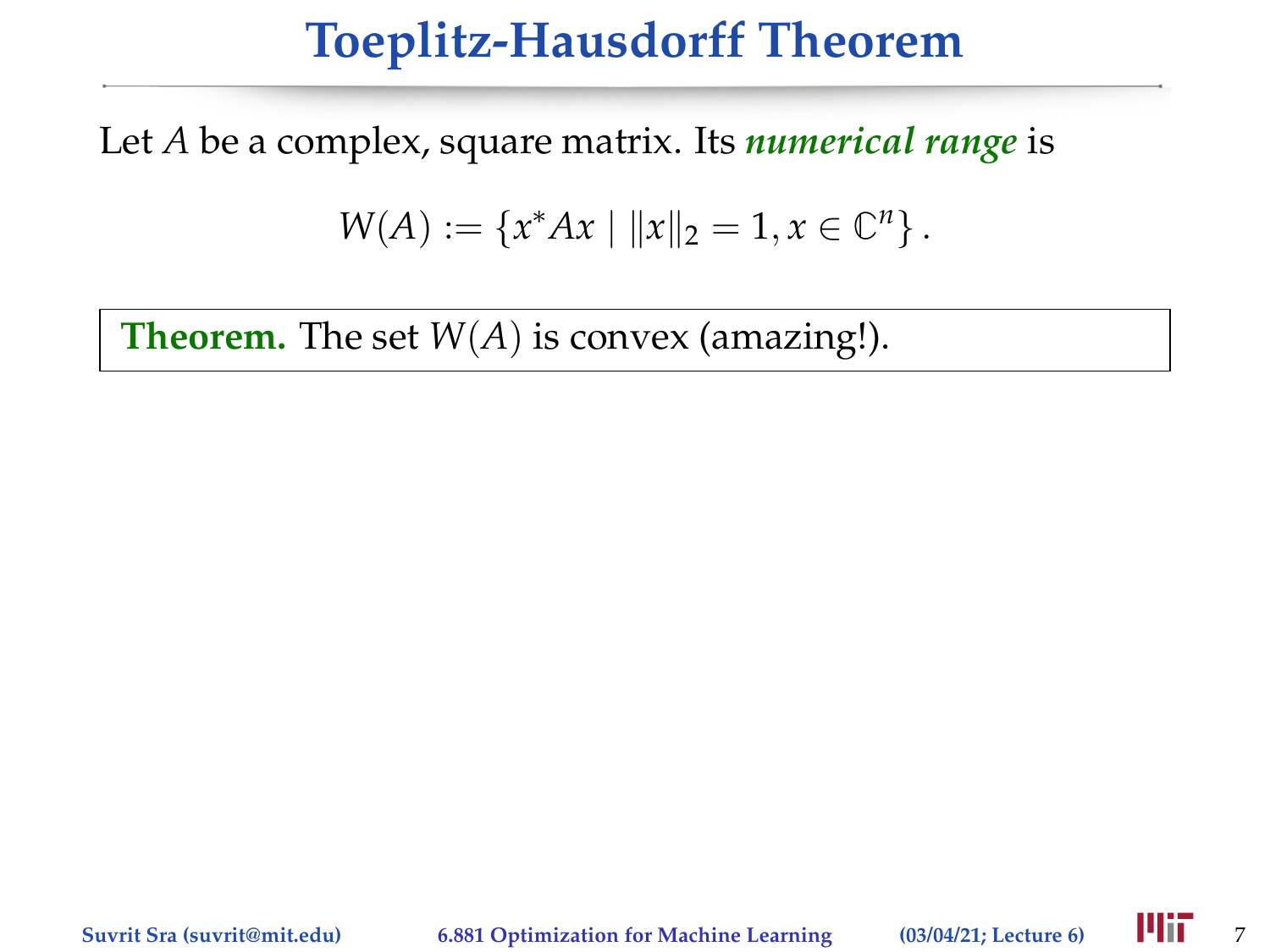# Toeplitz-Hausdorff Theorem

Let $A$ be a complex, square matrix. Its ***numerical range*** is

$$W(A) := \{x^*Ax \mid \|x\|_2 = 1, x \in \mathbb{C}^n\}.$$

**Theorem.** The set $W(A)$ is convex (amazing!).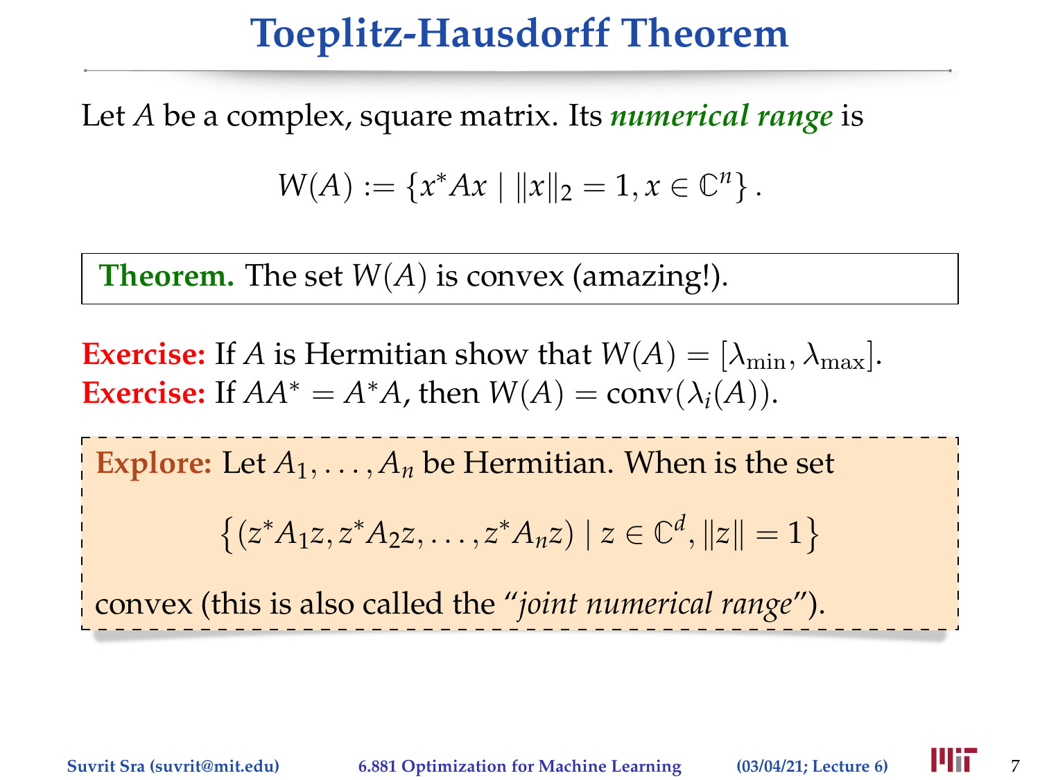# Toeplitz-Hausdorff Theorem

Let $A$ be a complex, square matrix. Its ***numerical range*** is

$$W(A) := \{x^*Ax \mid \|x\|_2 = 1, x \in \mathbb{C}^n\}.$$

**Theorem.** The set $W(A)$ is convex (amazing!).

**Exercise:** If $A$ is Hermitian show that $W(A) = [\lambda_{\min}, \lambda_{\max}]$.
**Exercise:** If $AA^* = A^*A$, then $W(A) = \text{conv}(\lambda_i(A))$.

**Explore:** Let $A_1, \ldots, A_n$ be Hermitian. When is the set

$$\left\{(z^*A_1z, z^*A_2z, \ldots, z^*A_nz) \mid z \in \mathbb{C}^d, \|z\| = 1\right\}$$

convex (this is also called the "*joint numerical range*").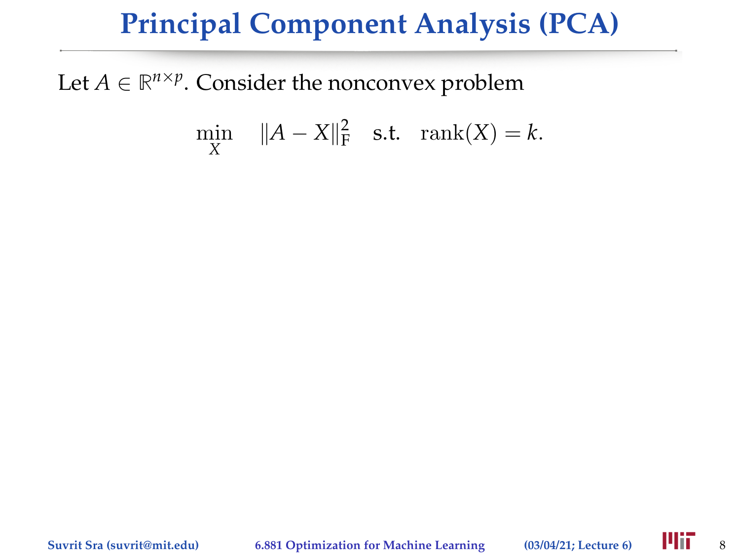# Principal Component Analysis (PCA)

Let $A \in \mathbb{R}^{n \times p}$. Consider the nonconvex problem

$$\min_{X} \quad \|A - X\|_{\mathrm{F}}^2 \quad \text{s.t.} \quad \operatorname{rank}(X) = k.$$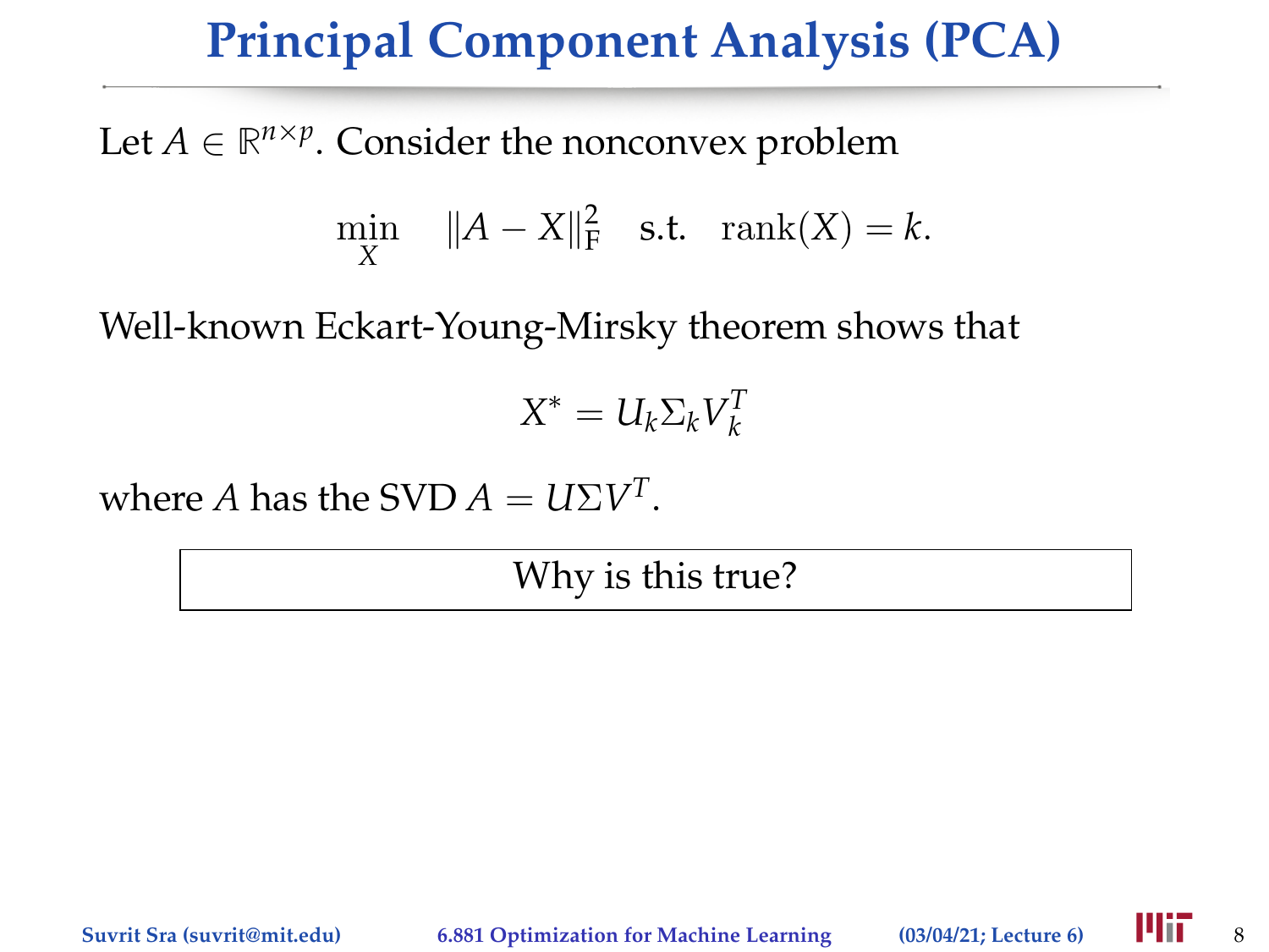# Principal Component Analysis (PCA)

Let $A \in \mathbb{R}^{n \times p}$. Consider the nonconvex problem

$$\min_{X} \quad \|A - X\|_{\mathrm{F}}^2 \quad \text{s.t.} \quad \operatorname{rank}(X) = k.$$

Well-known Eckart-Young-Mirsky theorem shows that

$$X^* = U_k \Sigma_k V_k^T$$

where $A$ has the SVD $A = U \Sigma V^T$.

Why is this true?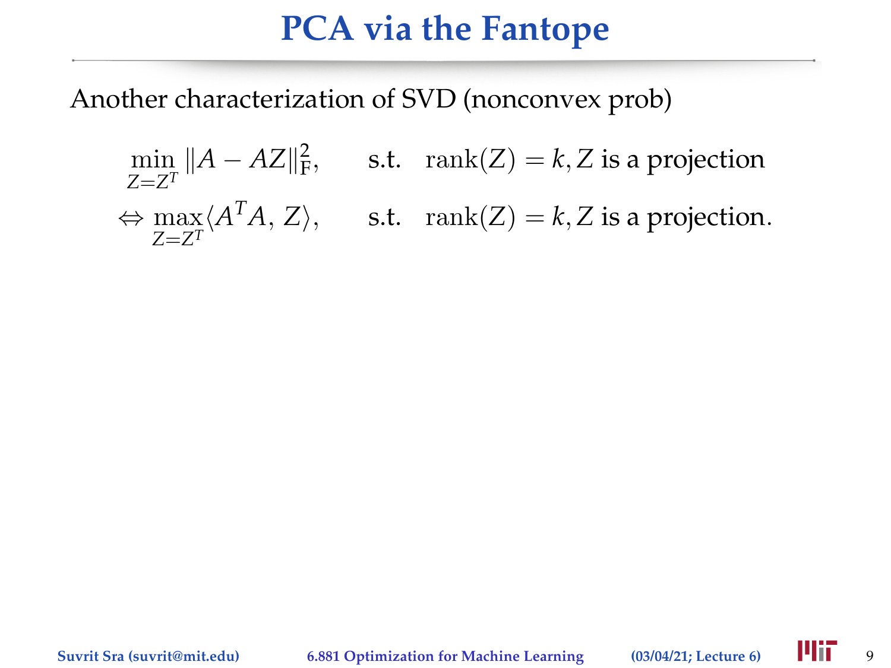# PCA via the Fantope

Another characterization of SVD (nonconvex prob)

$$
\begin{aligned}
&\min_{Z=Z^T} \|A - AZ\|_F^2, \qquad \text{s.t.} \quad \operatorname{rank}(Z) = k, Z \text{ is a projection} \\
\Leftrightarrow\ &\max_{Z=Z^T} \langle A^T A,\, Z\rangle, \qquad \text{s.t.} \quad \operatorname{rank}(Z) = k, Z \text{ is a projection.}
\end{aligned}
$$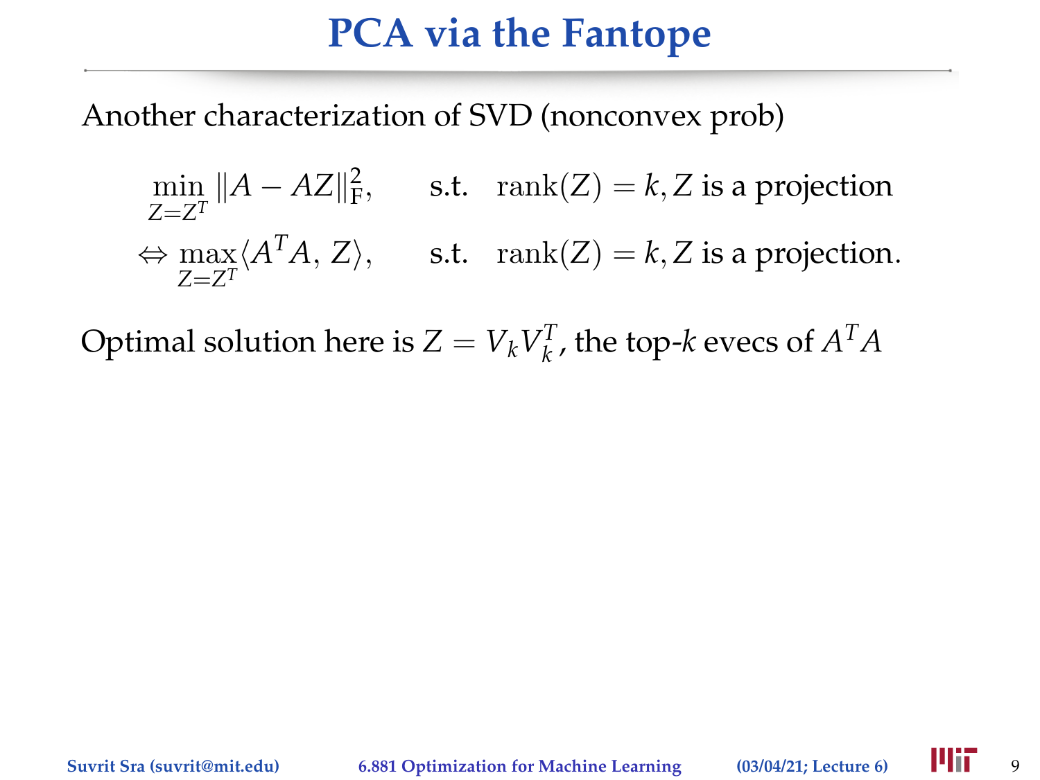# PCA via the Fantope

Another characterization of SVD (nonconvex prob)

$$
\begin{aligned}
&\min_{Z=Z^T} \|A - AZ\|_F^2, \qquad \text{s.t.} \quad \operatorname{rank}(Z) = k, Z \text{ is a projection} \\
\Leftrightarrow &\max_{Z=Z^T} \langle A^T A, \, Z \rangle, \qquad \text{s.t.} \quad \operatorname{rank}(Z) = k, Z \text{ is a projection.}
\end{aligned}
$$

Optimal solution here is $Z = V_k V_k^T$, the top-$k$ evecs of $A^T A$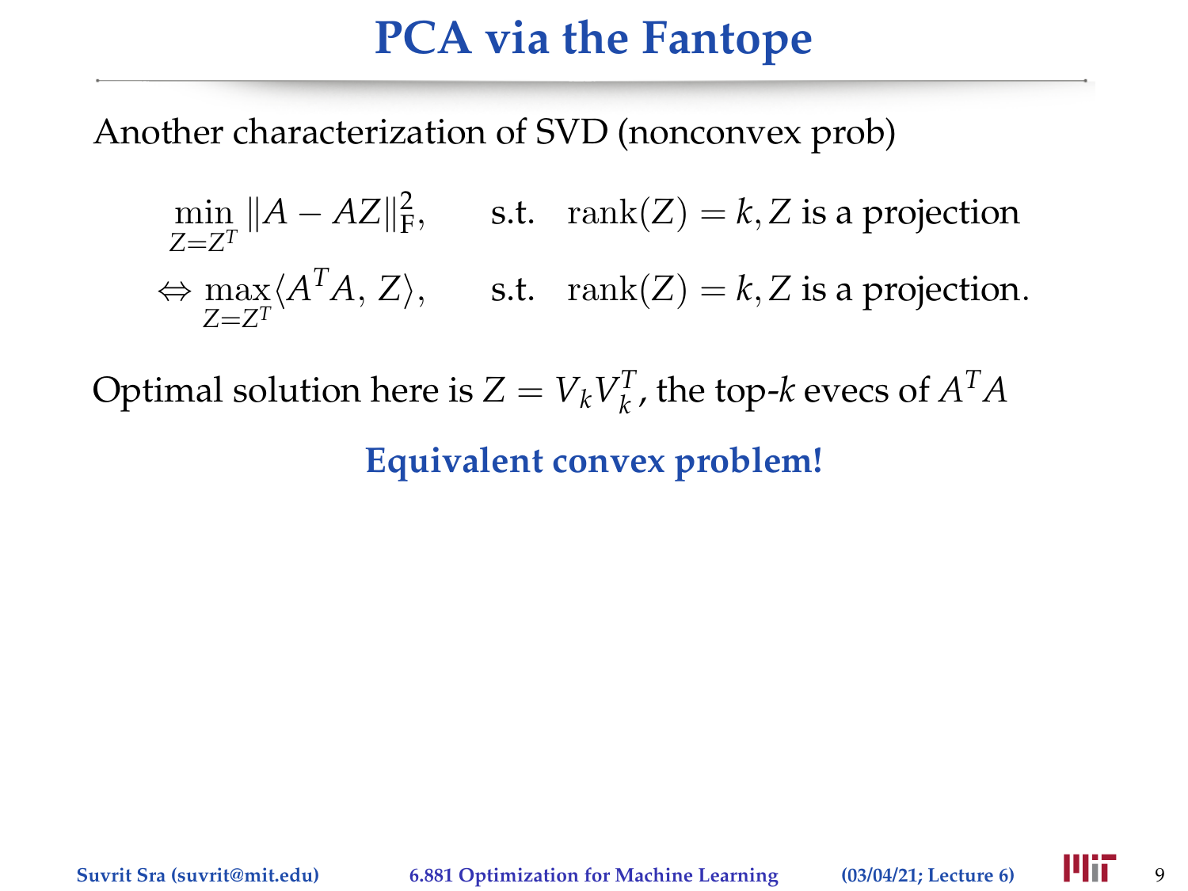# PCA via the Fantope

Another characterization of SVD (nonconvex prob)

$$
\begin{aligned}
&\min_{Z=Z^T} \|A - AZ\|_F^2, \qquad \text{s.t.} \quad \operatorname{rank}(Z) = k, Z \text{ is a projection} \\
\Leftrightarrow &\max_{Z=Z^T} \langle A^T A, Z \rangle, \qquad \text{s.t.} \quad \operatorname{rank}(Z) = k, Z \text{ is a projection.}
\end{aligned}
$$

Optimal solution here is $Z = V_k V_k^T$, the top-$k$ evecs of $A^T A$

**Equivalent convex problem!**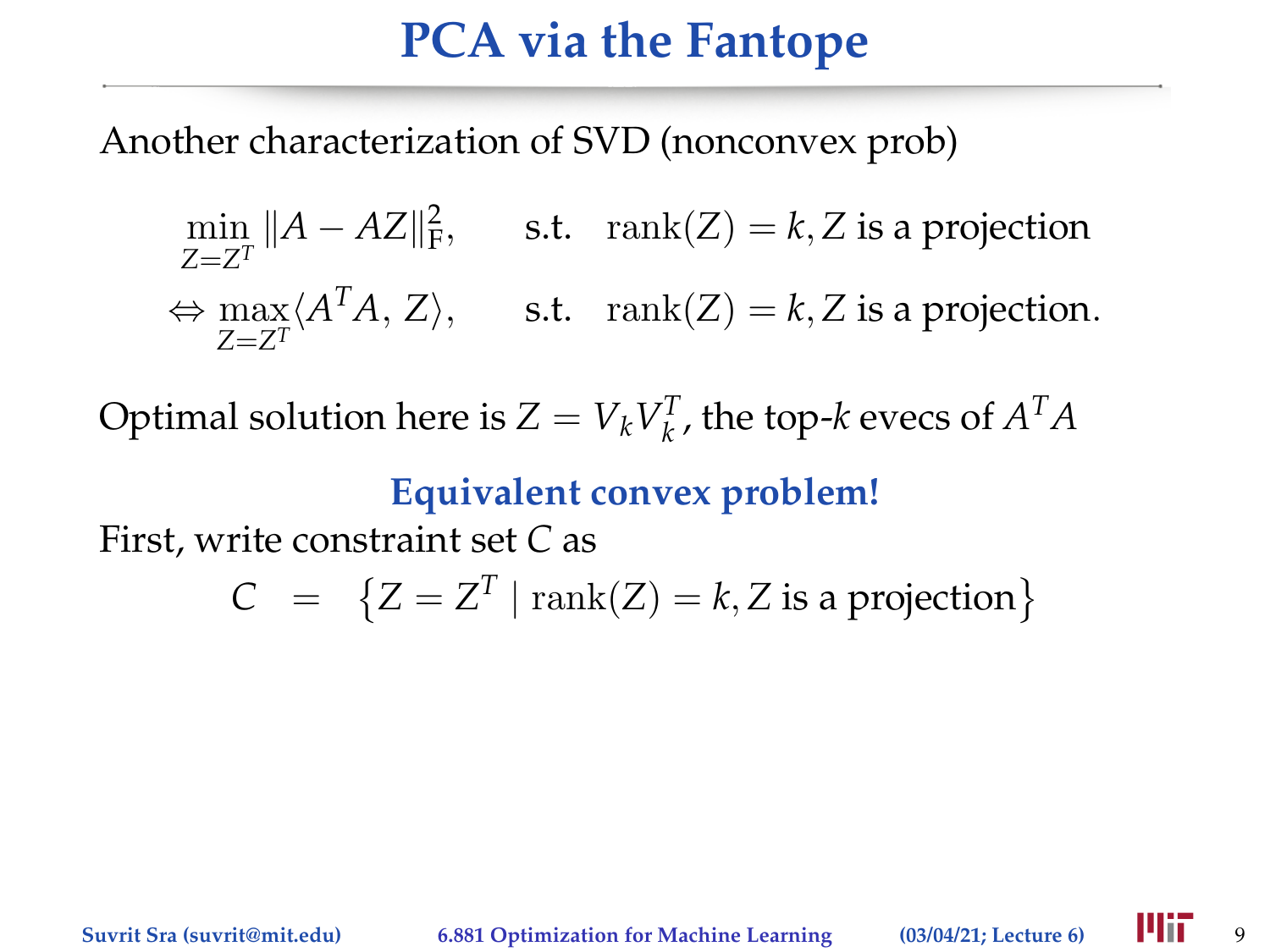# PCA via the Fantope

Another characterization of SVD (nonconvex prob)

$$
\begin{aligned}
&\min_{Z=Z^T} \|A - AZ\|_F^2, \qquad \text{s.t.} \quad \text{rank}(Z) = k, Z \text{ is a projection} \\
\Leftrightarrow\ &\max_{Z=Z^T} \langle A^T A,\, Z\rangle, \qquad \text{s.t.} \quad \text{rank}(Z) = k, Z \text{ is a projection.}
\end{aligned}
$$

Optimal solution here is $Z = V_k V_k^T$, the top-$k$ evecs of $A^T A$

**Equivalent convex problem!**

First, write constraint set $C$ as

$$
C \quad = \quad \left\{ Z = Z^T \mid \text{rank}(Z) = k, Z \text{ is a projection} \right\}
$$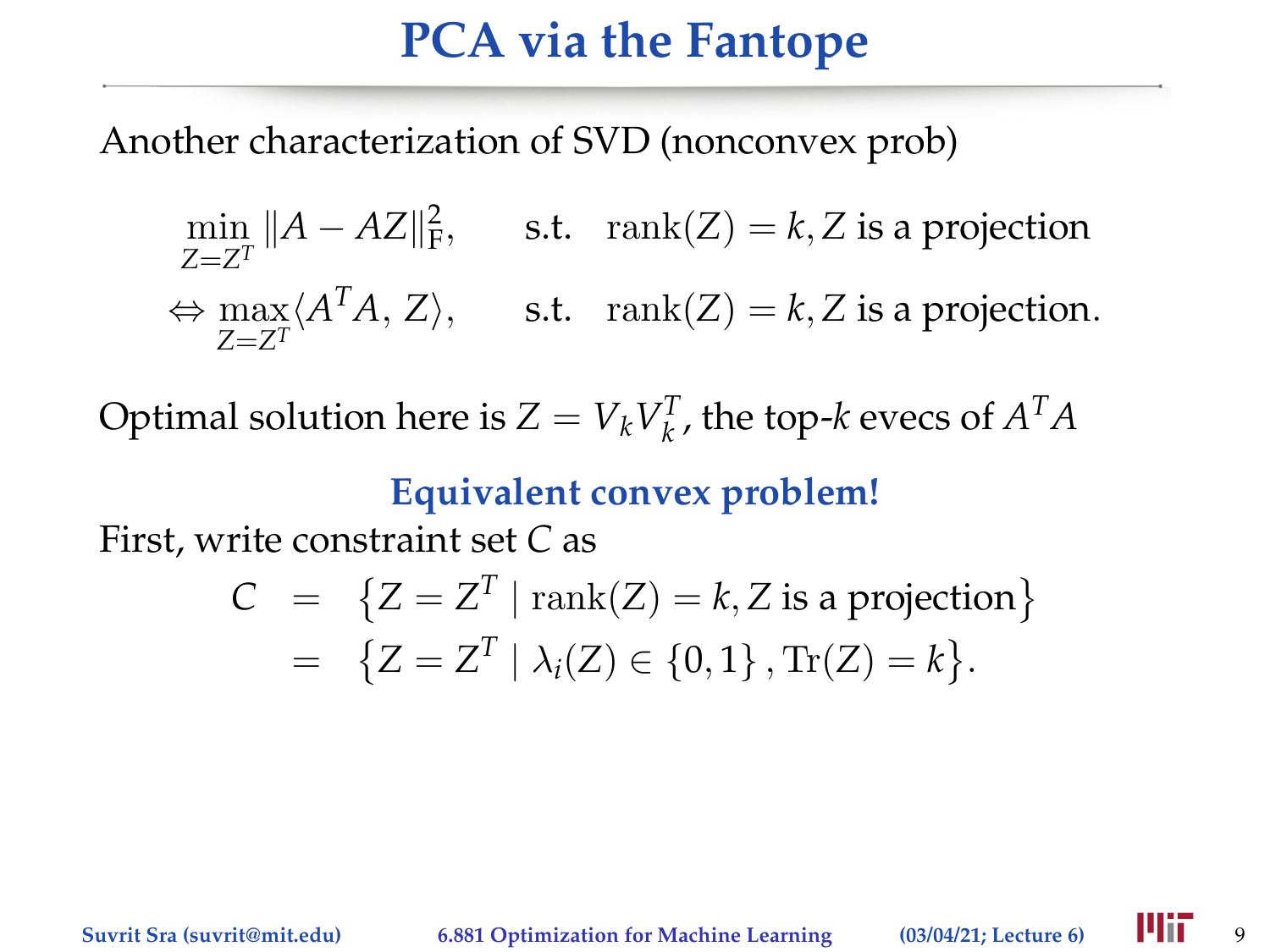# PCA via the Fantope

Another characterization of SVD (nonconvex prob)

$$
\begin{aligned}
&\min_{Z=Z^T} \|A - AZ\|_{\mathrm{F}}^2, \qquad \text{s.t.} \quad \operatorname{rank}(Z) = k, Z \text{ is a projection} \\
\Leftrightarrow\ &\max_{Z=Z^T} \langle A^T A,\, Z \rangle, \qquad \text{s.t.} \quad \operatorname{rank}(Z) = k, Z \text{ is a projection.}
\end{aligned}
$$

Optimal solution here is $Z = V_k V_k^T$, the top-$k$ evecs of $A^T A$

**Equivalent convex problem!**

First, write constraint set $C$ as

$$
\begin{aligned}
C &= \left\{ Z = Z^T \mid \operatorname{rank}(Z) = k, Z \text{ is a projection} \right\} \\
&= \left\{ Z = Z^T \mid \lambda_i(Z) \in \{0, 1\}, \operatorname{Tr}(Z) = k \right\}.
\end{aligned}
$$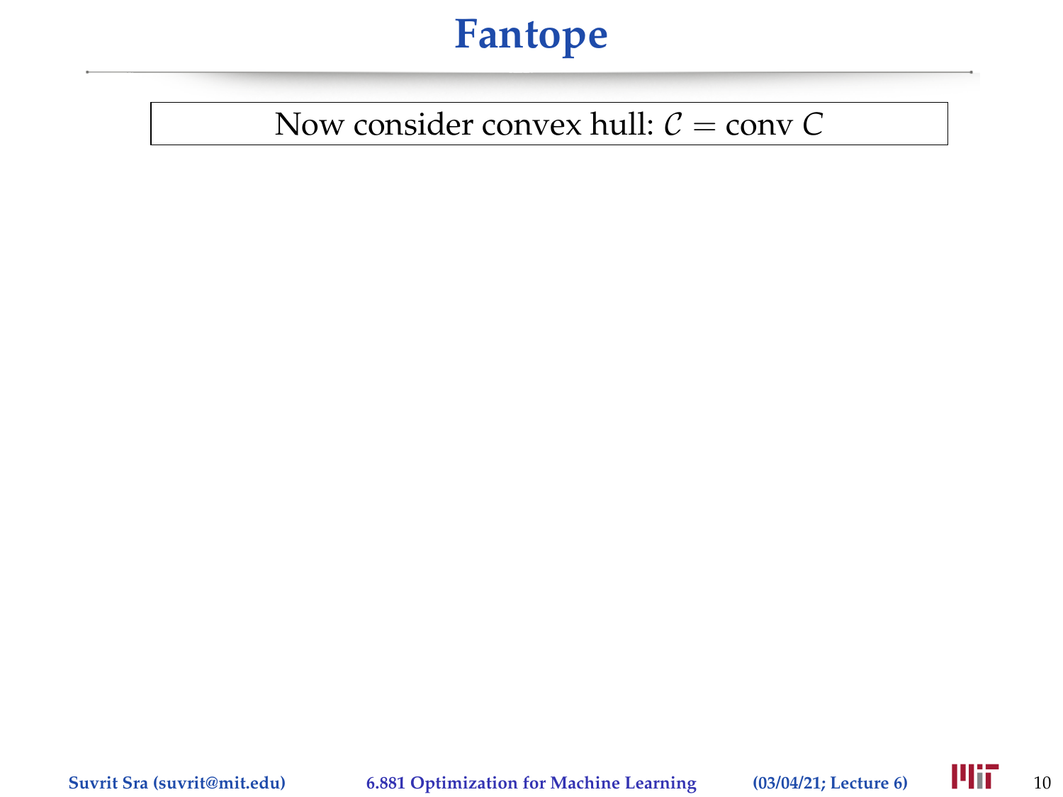# Fantope

Now consider convex hull: $\mathcal{C} = \text{conv } C$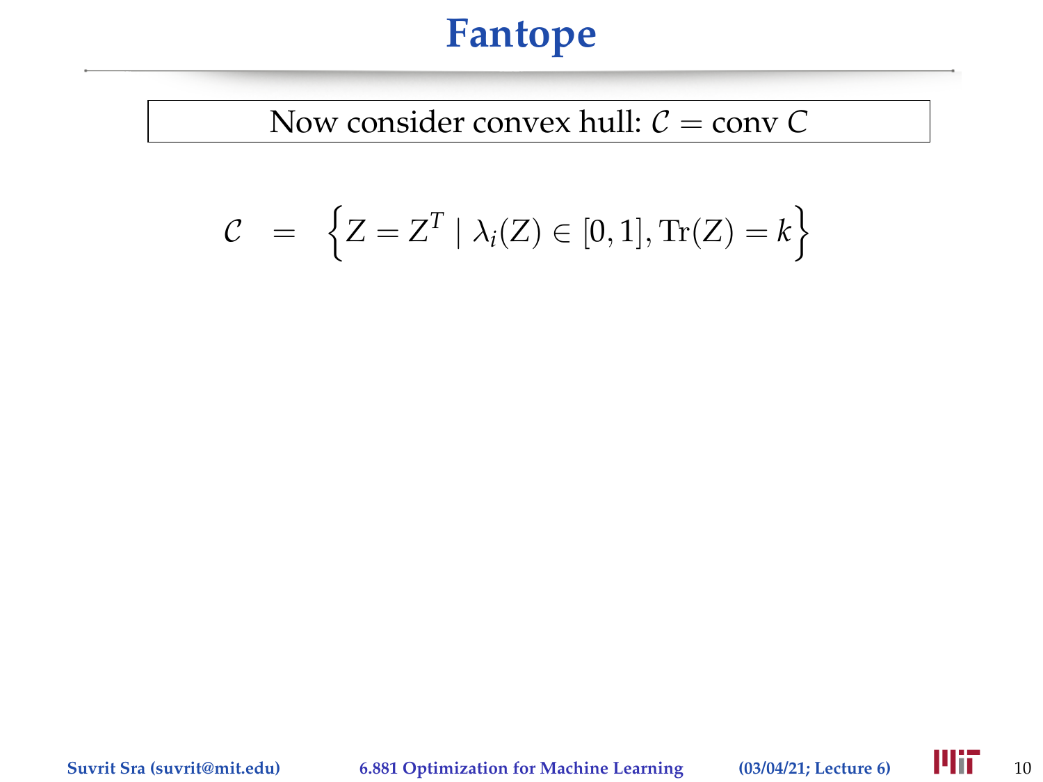# Fantope

Now consider convex hull: $\mathcal{C} = \text{conv } C$

$$\mathcal{C} \;=\; \left\{ Z = Z^T \mid \lambda_i(Z) \in [0,1], \operatorname{Tr}(Z) = k \right\}$$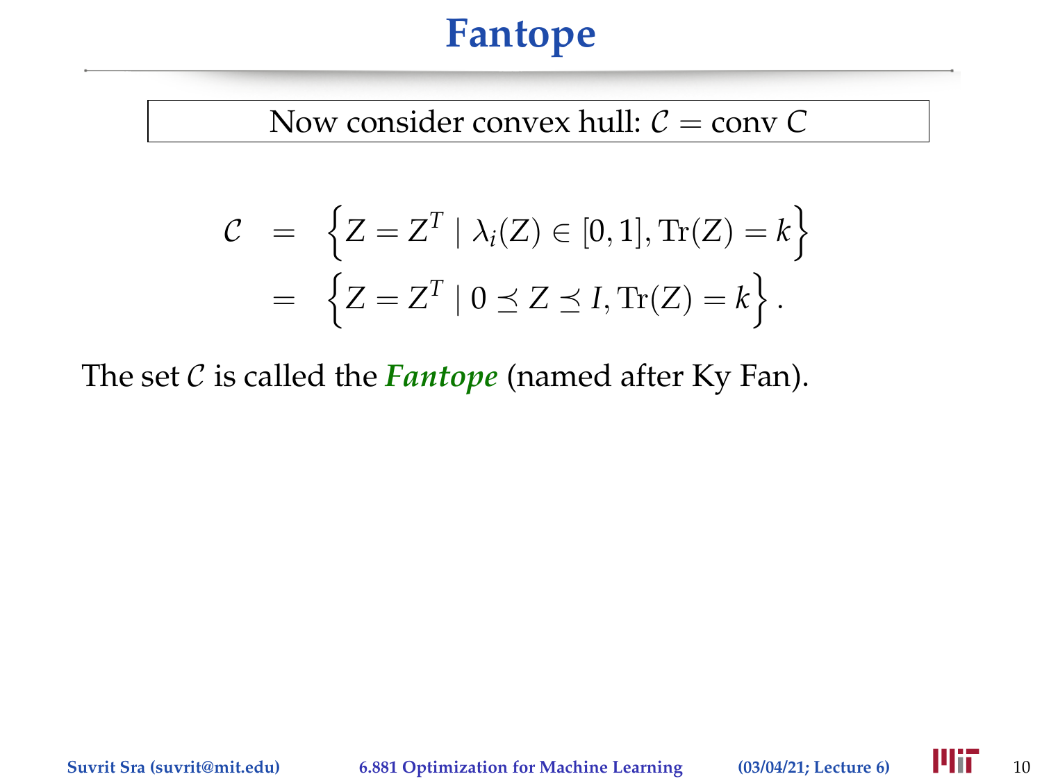# Fantope

Now consider convex hull: $\mathcal{C} = \text{conv}\ C$

$$
\begin{aligned}
\mathcal{C} &= \left\{ Z = Z^T \mid \lambda_i(Z) \in [0,1], \operatorname{Tr}(Z) = k \right\} \\
&= \left\{ Z = Z^T \mid 0 \preceq Z \preceq I, \operatorname{Tr}(Z) = k \right\}.
\end{aligned}
$$

The set $\mathcal{C}$ is called the ***Fantope*** (named after Ky Fan).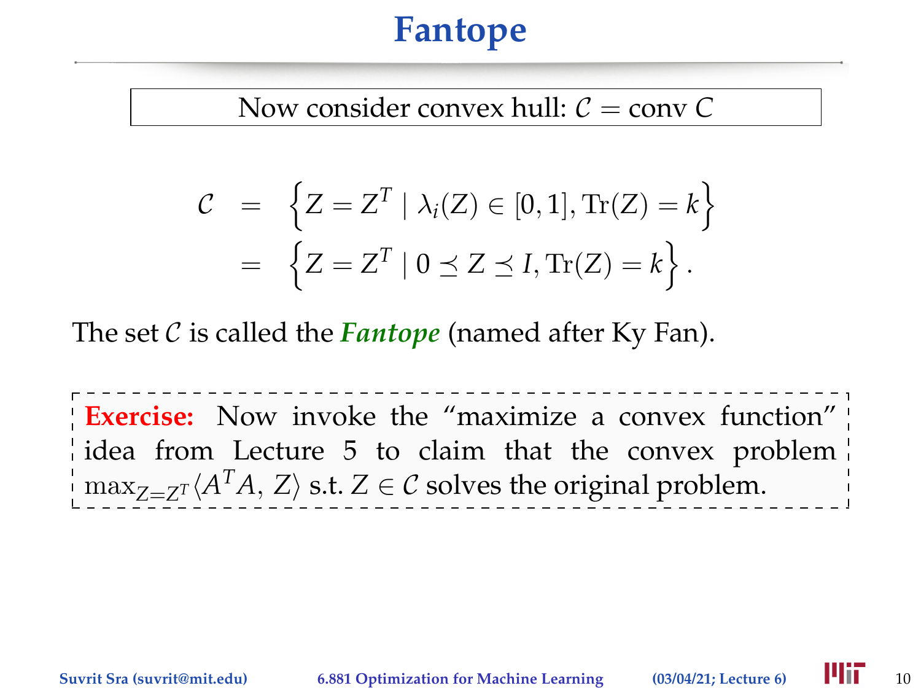# Fantope

Now consider convex hull: $\mathcal{C} = \text{conv}\ C$

$$
\begin{aligned}
\mathcal{C} &= \left\{ Z = Z^T \mid \lambda_i(Z) \in [0,1], \text{Tr}(Z) = k \right\} \\
&= \left\{ Z = Z^T \mid 0 \preceq Z \preceq I, \text{Tr}(Z) = k \right\}.
\end{aligned}
$$

The set $\mathcal{C}$ is called the ***Fantope*** (named after Ky Fan).

**Exercise:** Now invoke the "maximize a convex function" idea from Lecture 5 to claim that the convex problem $\max_{Z=Z^T} \langle A^T A,\, Z \rangle$ s.t. $Z \in \mathcal{C}$ solves the original problem.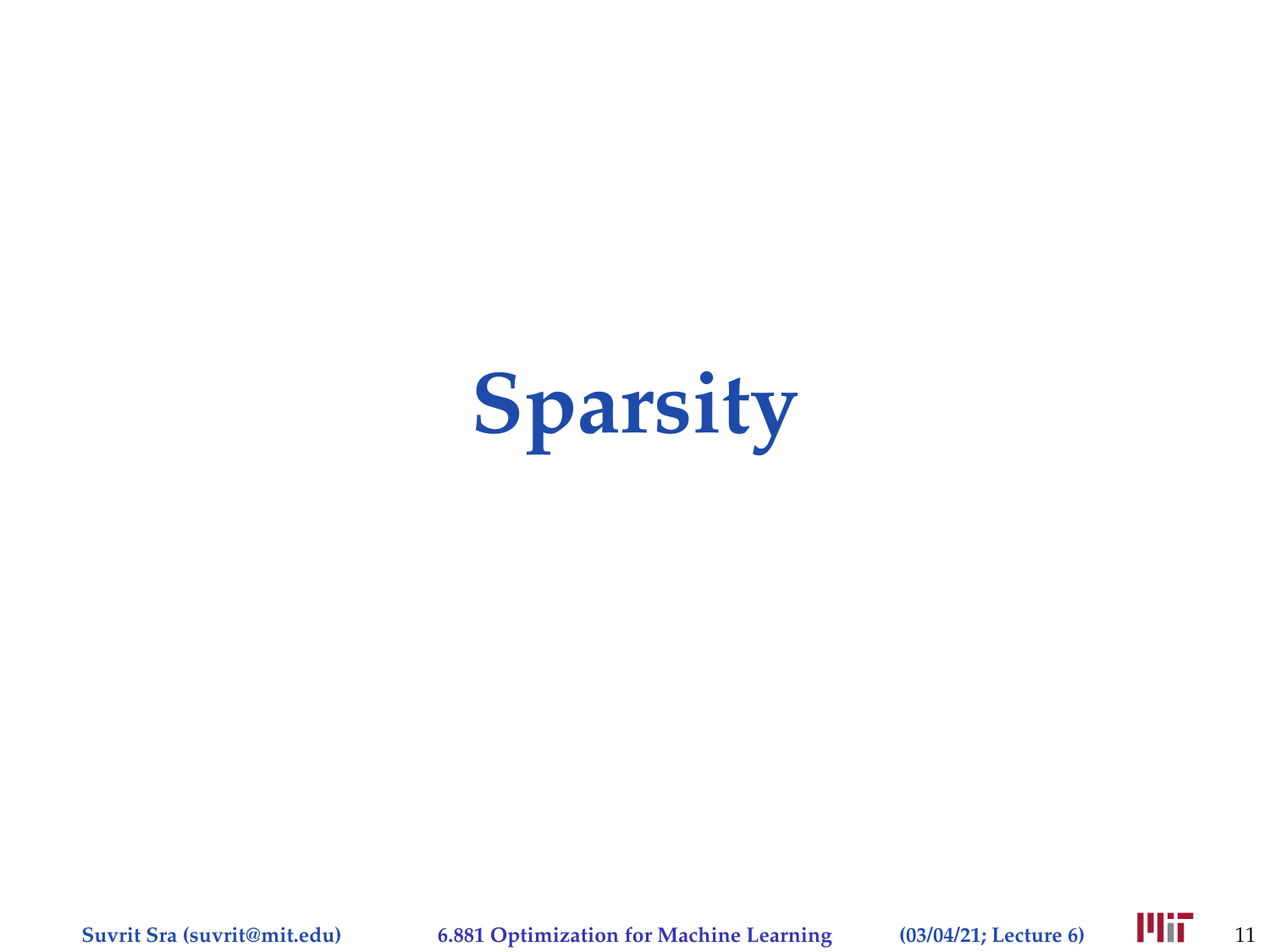# Sparsity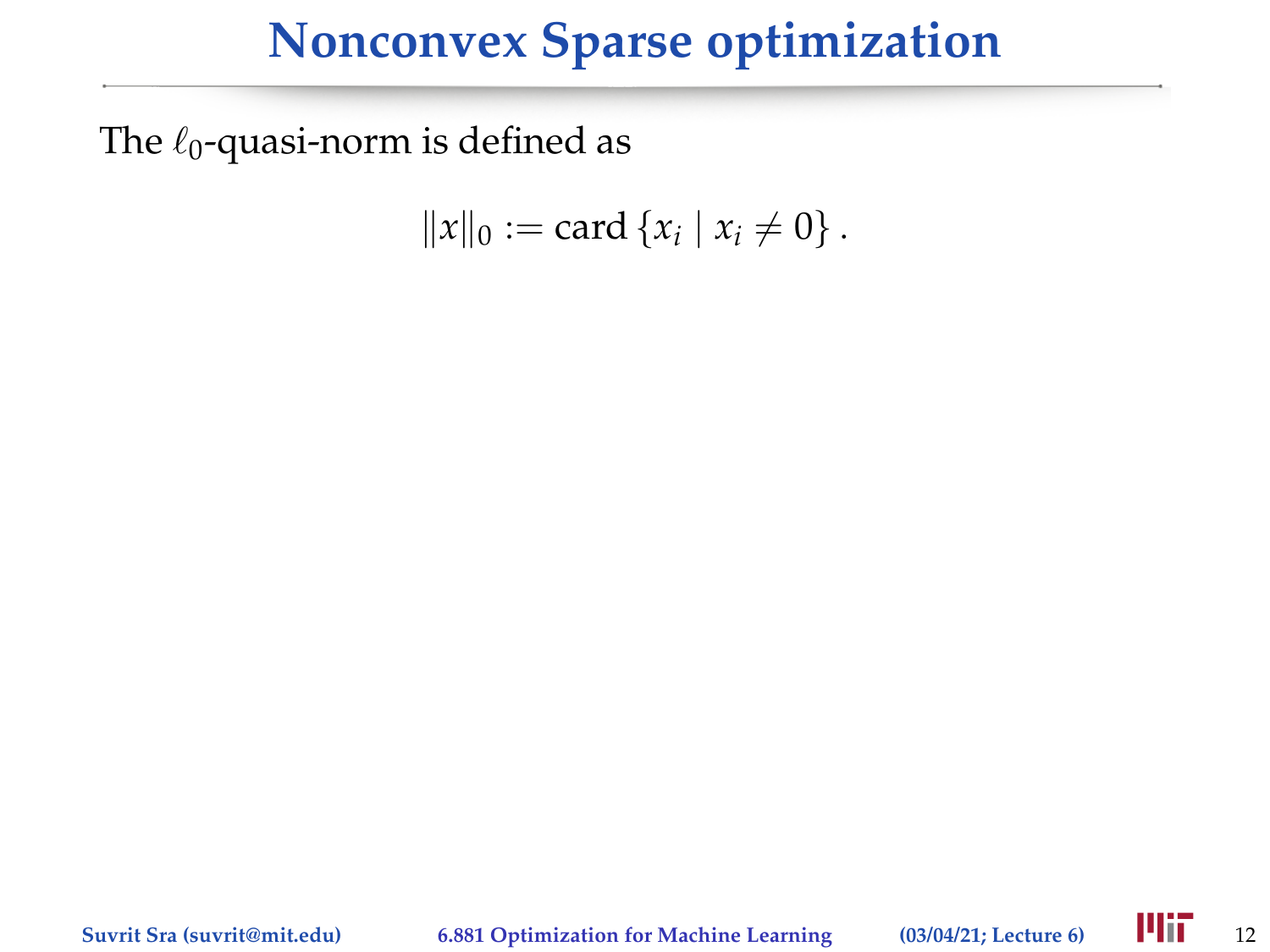# Nonconvex Sparse optimization

The $\ell_0$-quasi-norm is defined as

$$\|x\|_0 := \text{card}\{x_i \mid x_i \neq 0\}.$$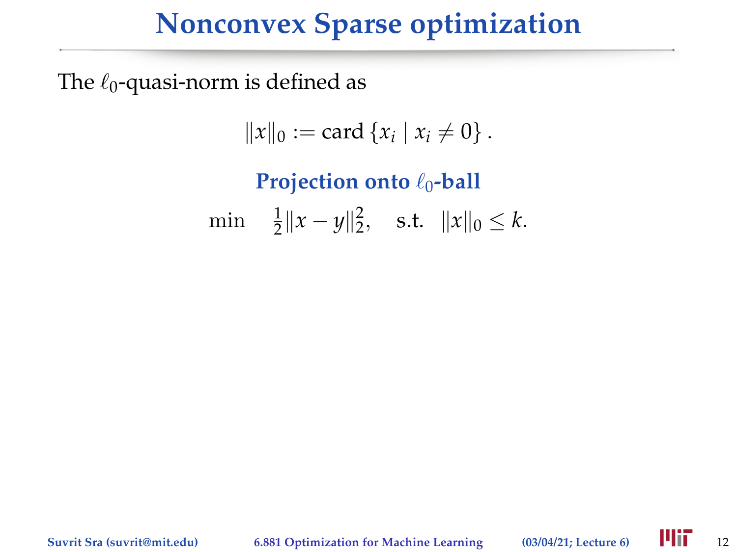# Nonconvex Sparse optimization

The $\ell_0$-quasi-norm is defined as

$$\|x\|_0 := \operatorname{card}\{x_i \mid x_i \neq 0\}.$$

**Projection onto $\ell_0$-ball**

$$\min \quad \tfrac{1}{2}\|x - y\|_2^2, \quad \text{s.t.} \quad \|x\|_0 \leq k.$$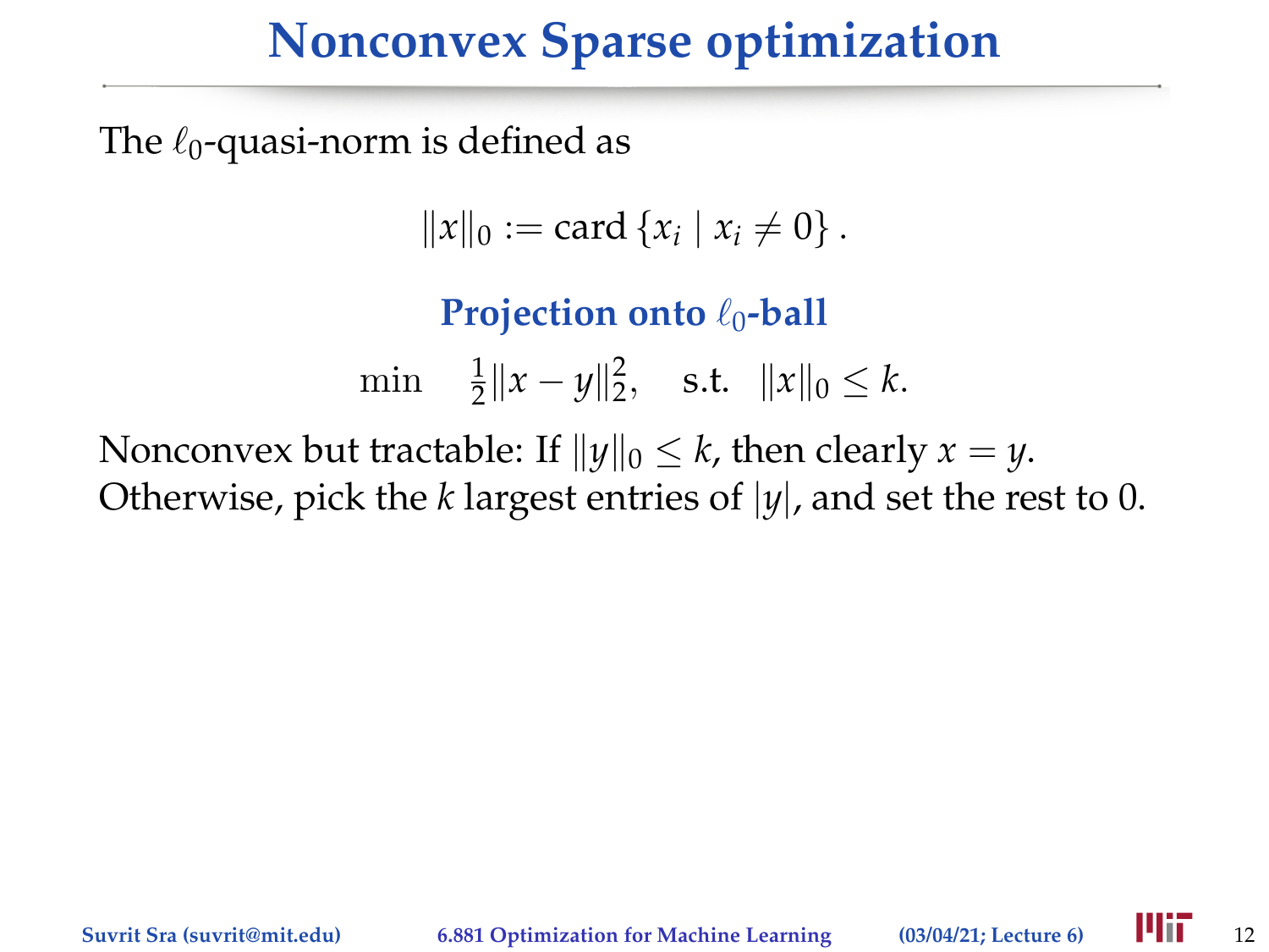# Nonconvex Sparse optimization

The $\ell_0$-quasi-norm is defined as

$$\|x\|_0 := \text{card}\{x_i \mid x_i \neq 0\}.$$

### Projection onto $\ell_0$-ball

$$\min \quad \tfrac{1}{2}\|x - y\|_2^2, \quad \text{s.t.} \quad \|x\|_0 \leq k.$$

Nonconvex but tractable: If $\|y\|_0 \leq k$, then clearly $x = y$.
Otherwise, pick the $k$ largest entries of $|y|$, and set the rest to 0.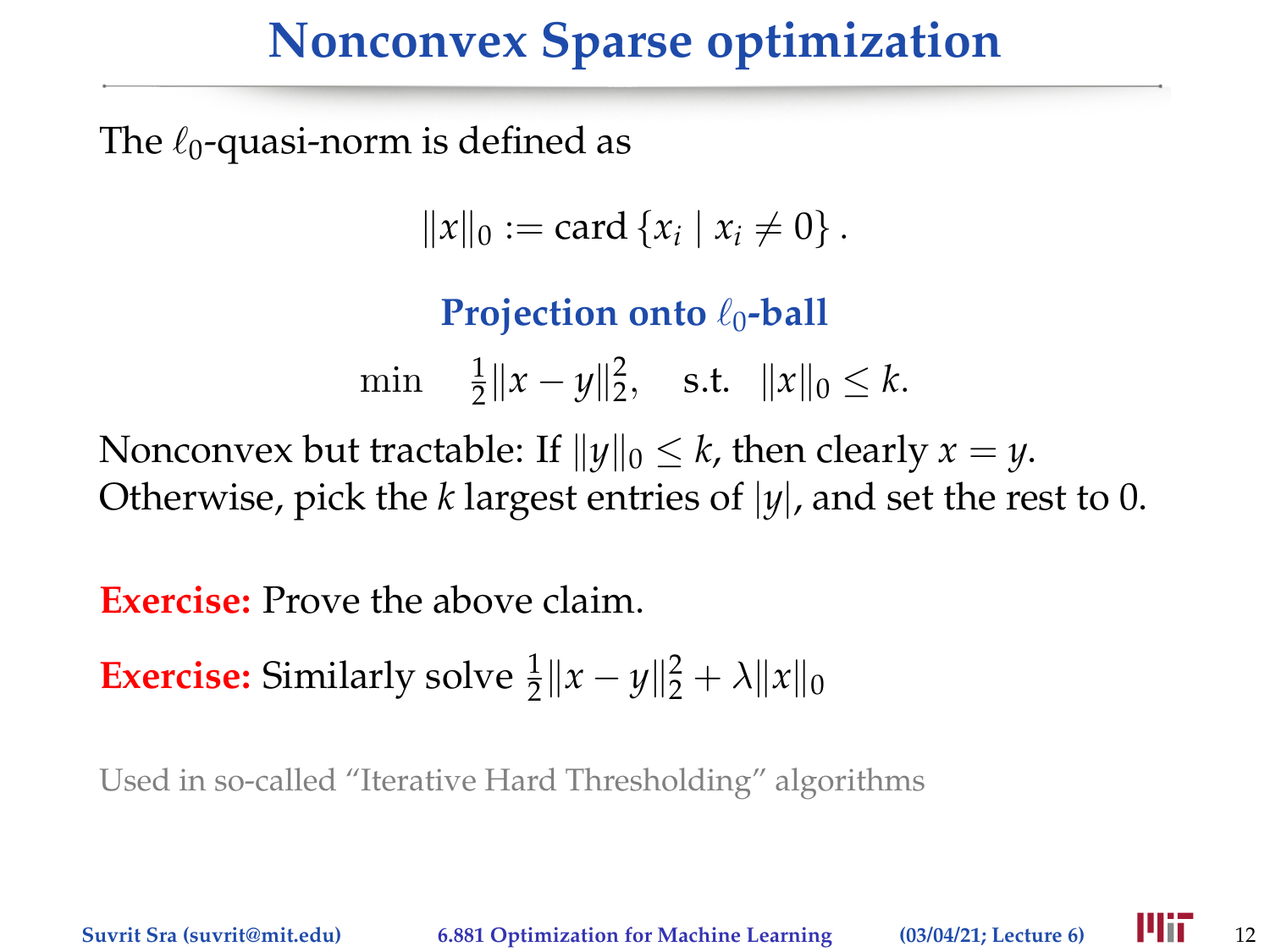# Nonconvex Sparse optimization

The $\ell_0$-quasi-norm is defined as

$$\|x\|_0 := \text{card}\{x_i \mid x_i \neq 0\}.$$

### Projection onto $\ell_0$-ball

$$\min \quad \tfrac{1}{2}\|x - y\|_2^2, \quad \text{s.t.} \quad \|x\|_0 \leq k.$$

Nonconvex but tractable: If $\|y\|_0 \leq k$, then clearly $x = y$. Otherwise, pick the $k$ largest entries of $|y|$, and set the rest to 0.

**Exercise:** Prove the above claim.

**Exercise:** Similarly solve $\frac{1}{2}\|x - y\|_2^2 + \lambda\|x\|_0$

Used in so-called "Iterative Hard Thresholding" algorithms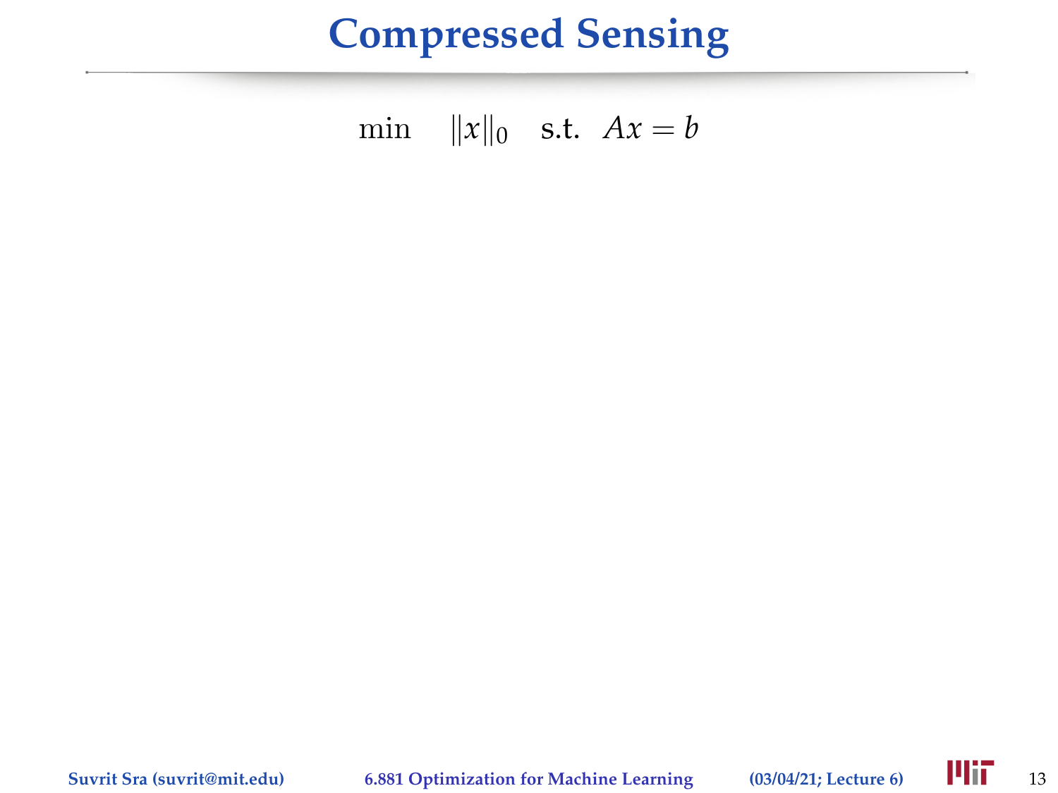# Compressed Sensing

$$\min \quad \|x\|_0 \quad \text{s.t.} \quad Ax = b$$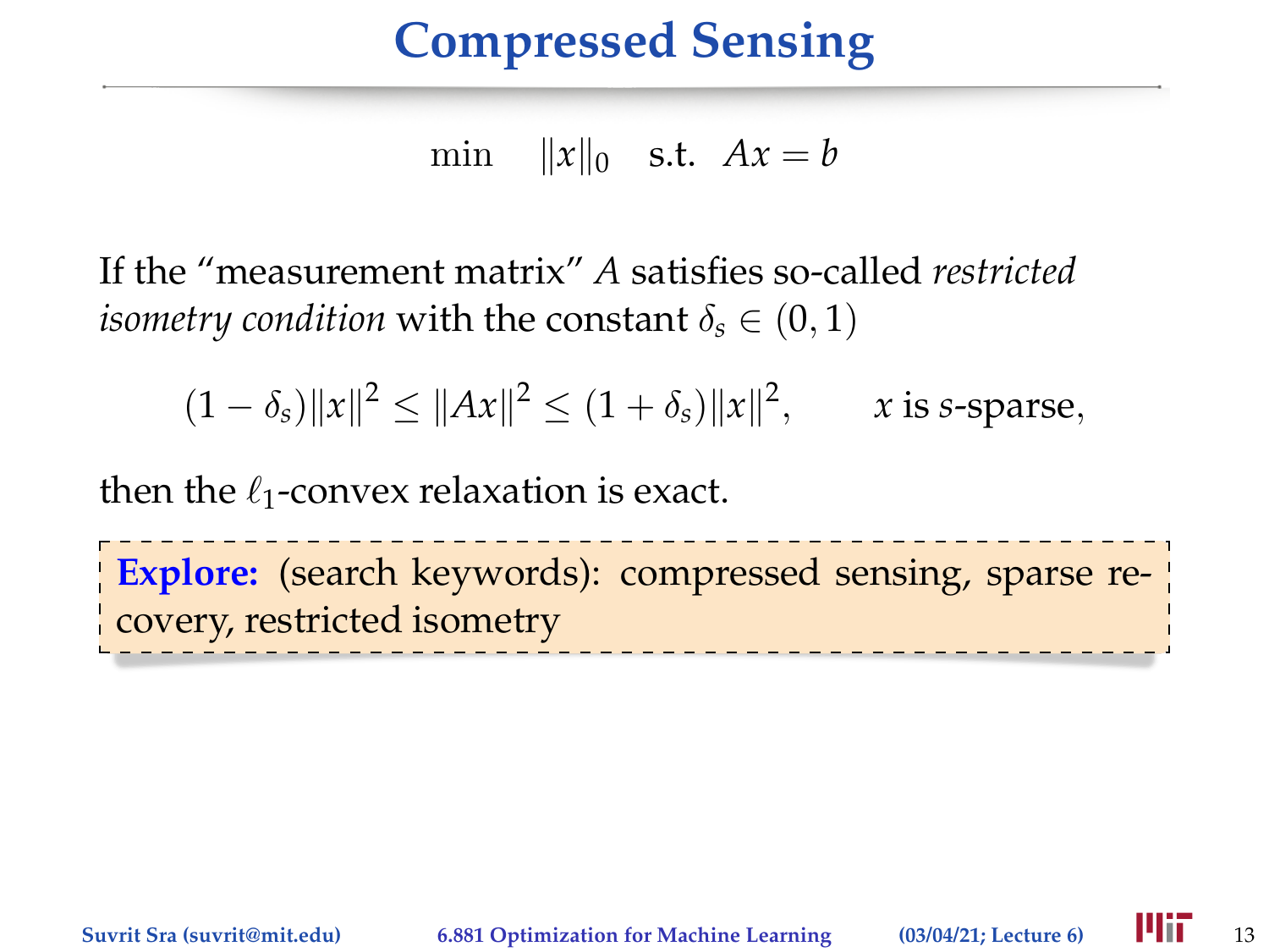# Compressed Sensing

$$\min \quad \|x\|_0 \quad \text{s.t.} \quad Ax = b$$

If the "measurement matrix" $A$ satisfies so-called *restricted isometry condition* with the constant $\delta_s \in (0, 1)$

$$(1 - \delta_s)\|x\|^2 \leq \|Ax\|^2 \leq (1 + \delta_s)\|x\|^2, \qquad x \text{ is } s\text{-sparse},$$

then the $\ell_1$-convex relaxation is exact.

**Explore:** (search keywords): compressed sensing, sparse recovery, restricted isometry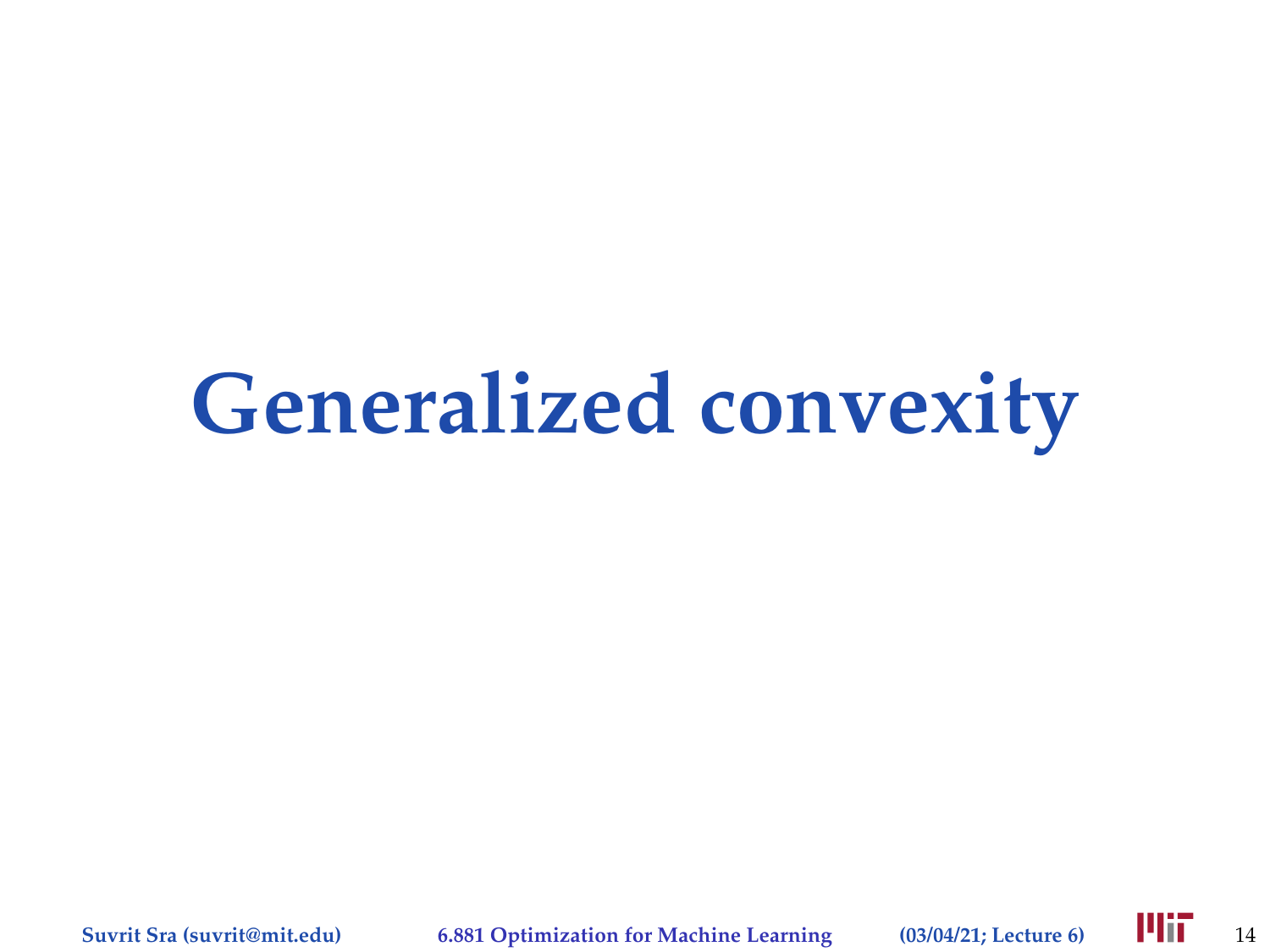# Generalized convexity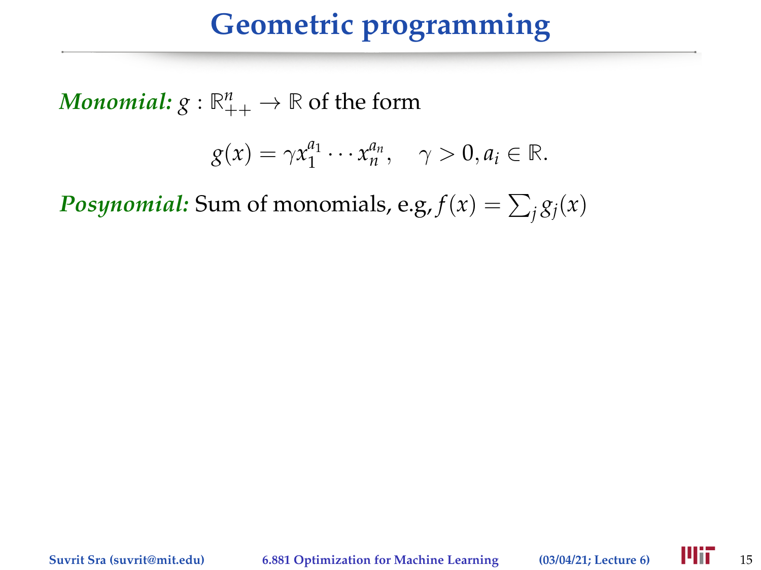# Geometric programming

***Monomial:*** $g : \mathbb{R}^n_{++} \to \mathbb{R}$ of the form

$$g(x) = \gamma x_1^{a_1} \cdots x_n^{a_n}, \quad \gamma > 0, a_i \in \mathbb{R}.$$

***Posynomial:*** Sum of monomials, e.g, $f(x) = \sum_j g_j(x)$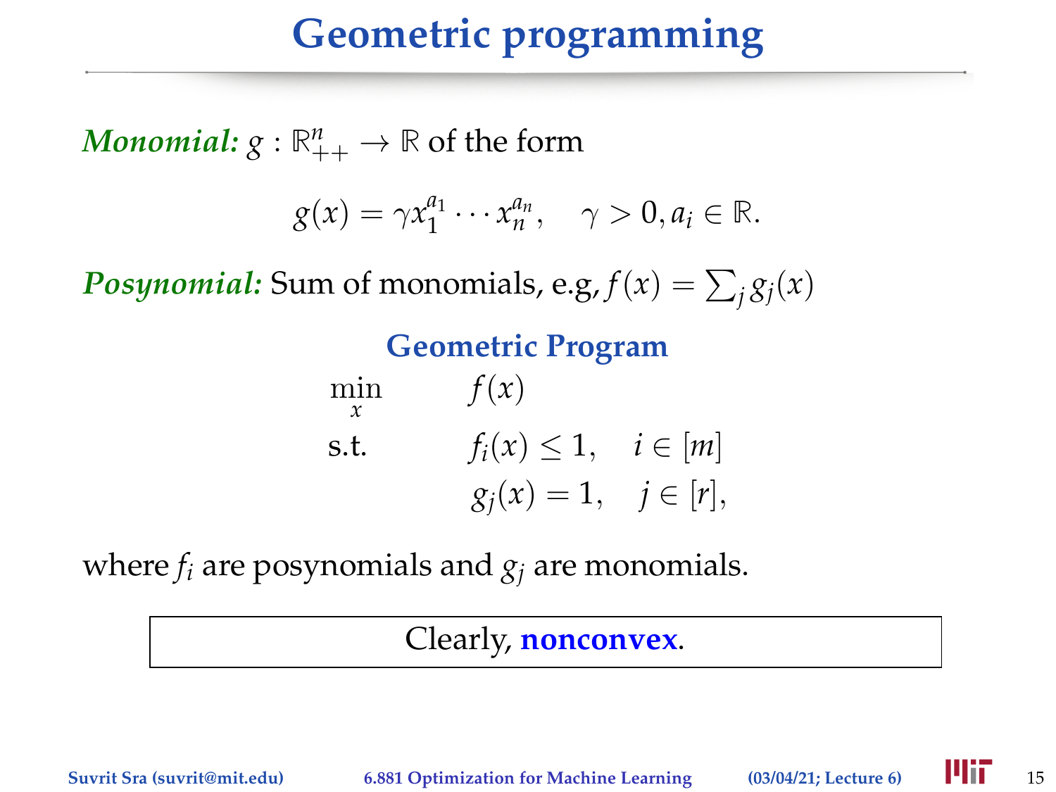# Geometric programming

***Monomial:*** $g : \mathbb{R}^n_{++} \to \mathbb{R}$ of the form

$$g(x) = \gamma x_1^{a_1} \cdots x_n^{a_n}, \quad \gamma > 0, a_i \in \mathbb{R}.$$

***Posynomial:*** Sum of monomials, e.g, $f(x) = \sum_j g_j(x)$

**Geometric Program**

$$\begin{aligned} \min_x \quad & f(x) \\ \text{s.t.} \quad & f_i(x) \leq 1, \quad i \in [m] \\ & g_j(x) = 1, \quad j \in [r], \end{aligned}$$

where $f_i$ are posynomials and $g_j$ are monomials.

Clearly, **nonconvex**.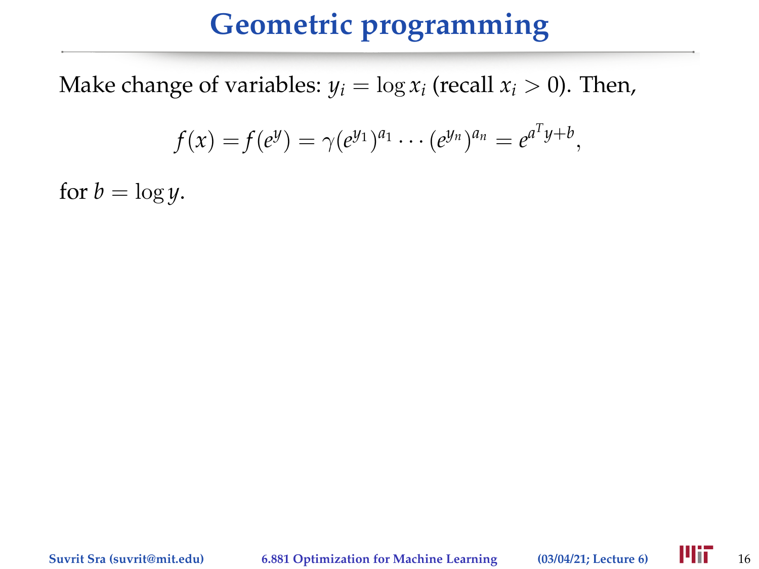# Geometric programming

Make change of variables: $y_i = \log x_i$ (recall $x_i > 0$). Then,

$$f(x) = f(e^y) = \gamma(e^{y_1})^{a_1} \cdots (e^{y_n})^{a_n} = e^{a^T y + b},$$

for $b = \log y$.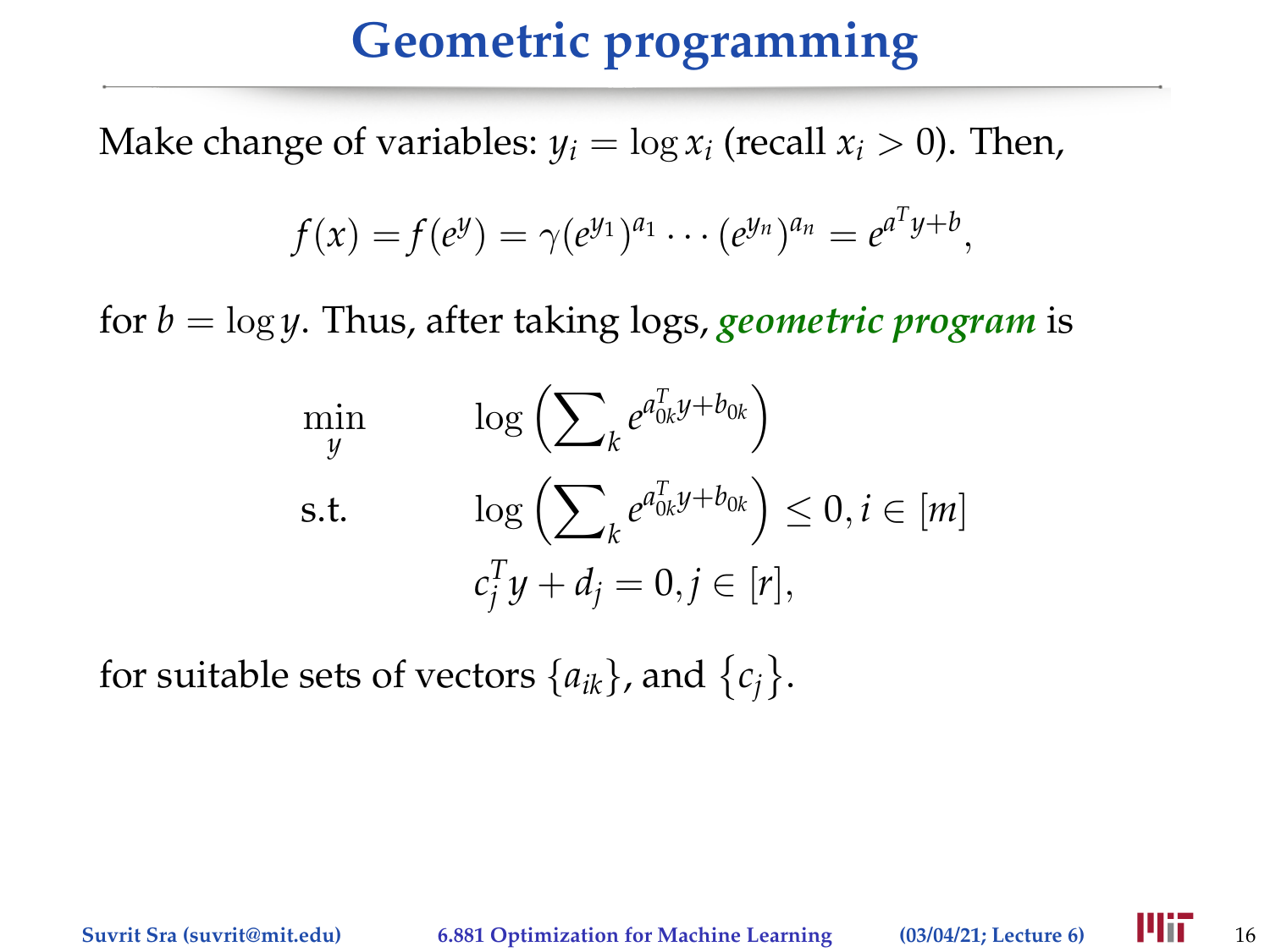# Geometric programming

Make change of variables: $y_i = \log x_i$ (recall $x_i > 0$). Then,

$$f(x) = f(e^y) = \gamma (e^{y_1})^{a_1} \cdots (e^{y_n})^{a_n} = e^{a^T y + b},$$

for $b = \log y$. Thus, after taking logs, ***geometric program*** is

$$
\begin{aligned}
\min_{y} \quad & \log\left(\sum\nolimits_k e^{a_{0k}^T y + b_{0k}}\right) \\
\text{s.t.} \quad & \log\left(\sum\nolimits_k e^{a_{0k}^T y + b_{0k}}\right) \leq 0, i \in [m] \\
& c_j^T y + d_j = 0, j \in [r],
\end{aligned}
$$

for suitable sets of vectors $\{a_{ik}\}$, and $\{c_j\}$.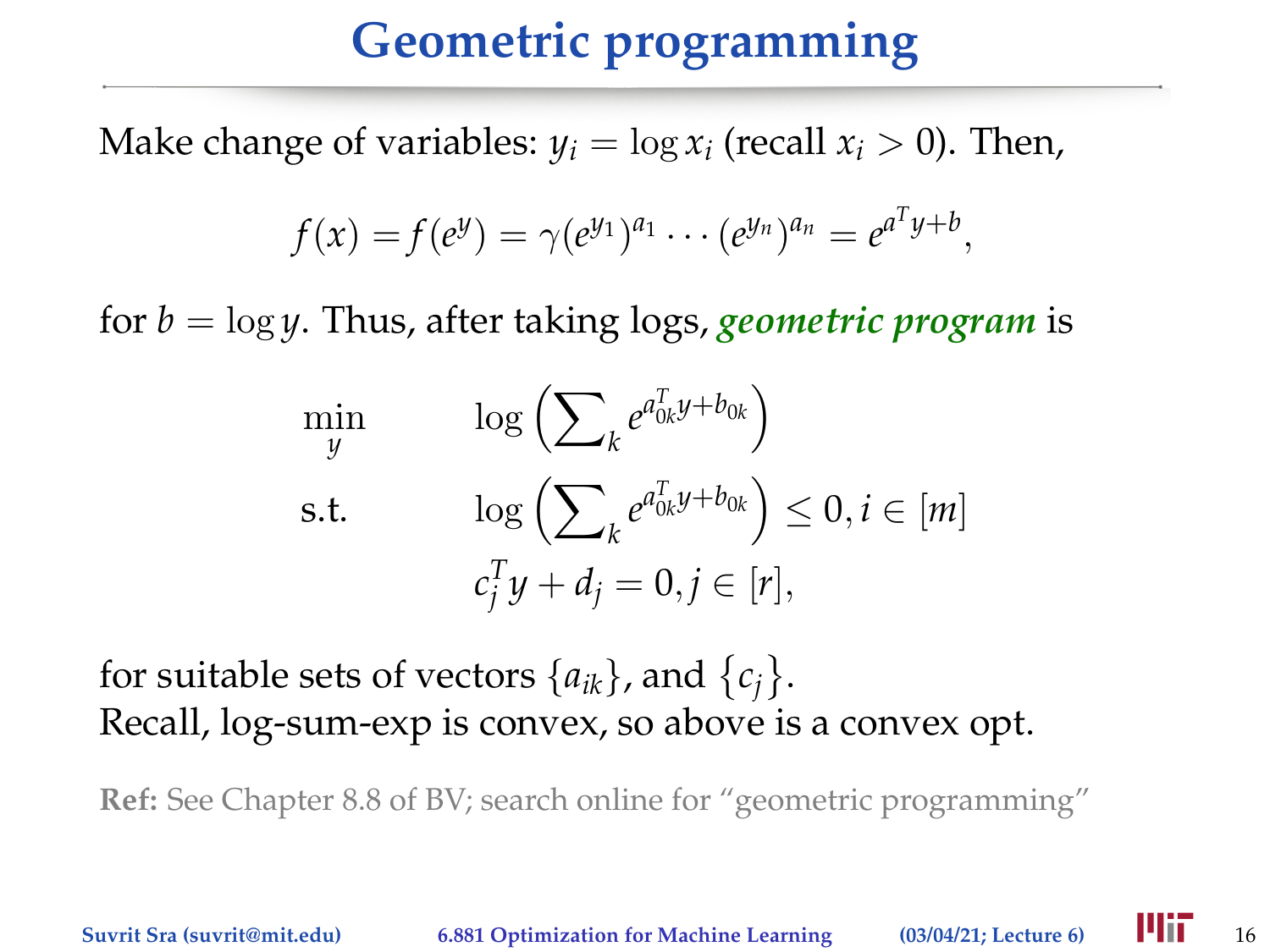# Geometric programming

Make change of variables: $y_i = \log x_i$ (recall $x_i > 0$). Then,

$$f(x) = f(e^y) = \gamma(e^{y_1})^{a_1} \cdots (e^{y_n})^{a_n} = e^{a^T y + b},$$

for $b = \log y$. Thus, after taking logs, ***geometric program*** is

$$\begin{aligned}
\min_y \quad & \log\left(\sum\nolimits_k e^{a_{0k}^T y + b_{0k}}\right) \\
\text{s.t.} \quad & \log\left(\sum\nolimits_k e^{a_{0k}^T y + b_{0k}}\right) \leq 0, i \in [m] \\
& c_j^T y + d_j = 0, j \in [r],
\end{aligned}$$

for suitable sets of vectors $\{a_{ik}\}$, and $\{c_j\}$.
Recall, log-sum-exp is convex, so above is a convex opt.

**Ref:** See Chapter 8.8 of BV; search online for "geometric programming"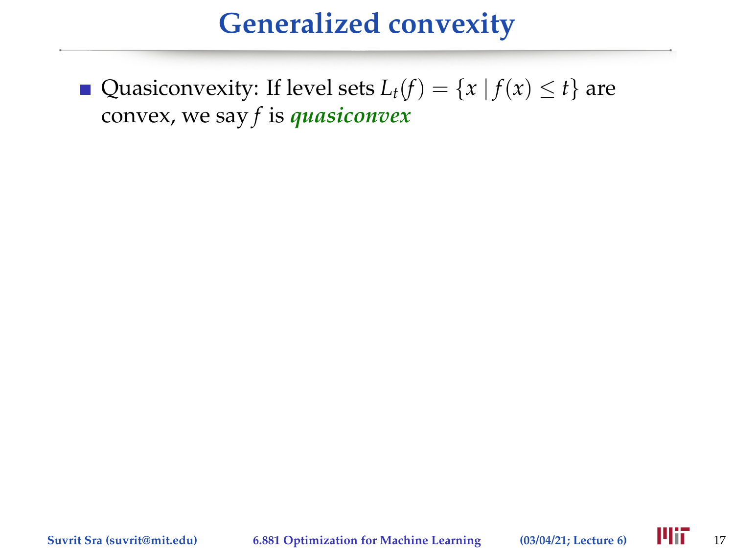# Generalized convexity

- Quasiconvexity: If level sets $L_t(f) = \{x \mid f(x) \leq t\}$ are convex, we say $f$ is ***quasiconvex***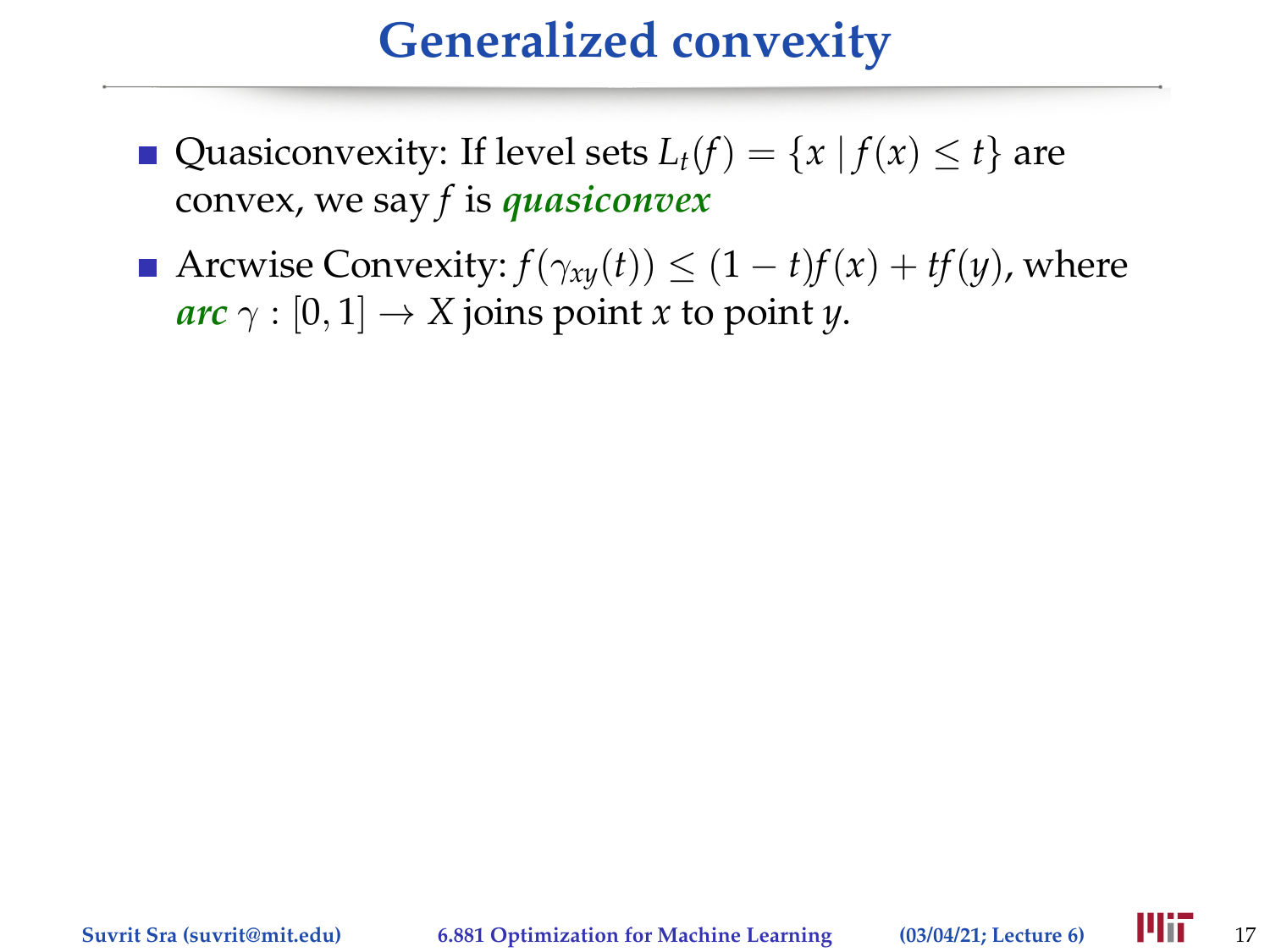# Generalized convexity

- Quasiconvexity: If level sets $L_t(f) = \{x \mid f(x) \leq t\}$ are convex, we say $f$ is ***quasiconvex***
- Arcwise Convexity: $f(\gamma_{xy}(t)) \leq (1-t)f(x) + tf(y)$, where ***arc*** $\gamma : [0,1] \to X$ joins point $x$ to point $y$.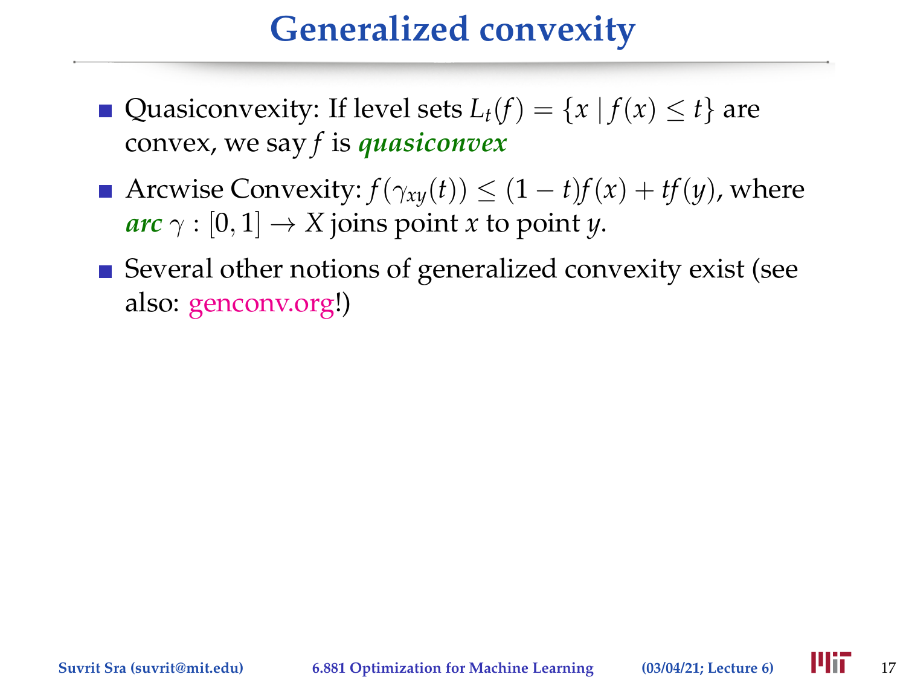# Generalized convexity

- Quasiconvexity: If level sets $L_t(f) = \{x \mid f(x) \leq t\}$ are convex, we say $f$ is ***quasiconvex***
- Arcwise Convexity: $f(\gamma_{xy}(t)) \leq (1-t)f(x) + tf(y)$, where ***arc*** $\gamma : [0,1] \to X$ joins point $x$ to point $y$.
- Several other notions of generalized convexity exist (see also: genconv.org!)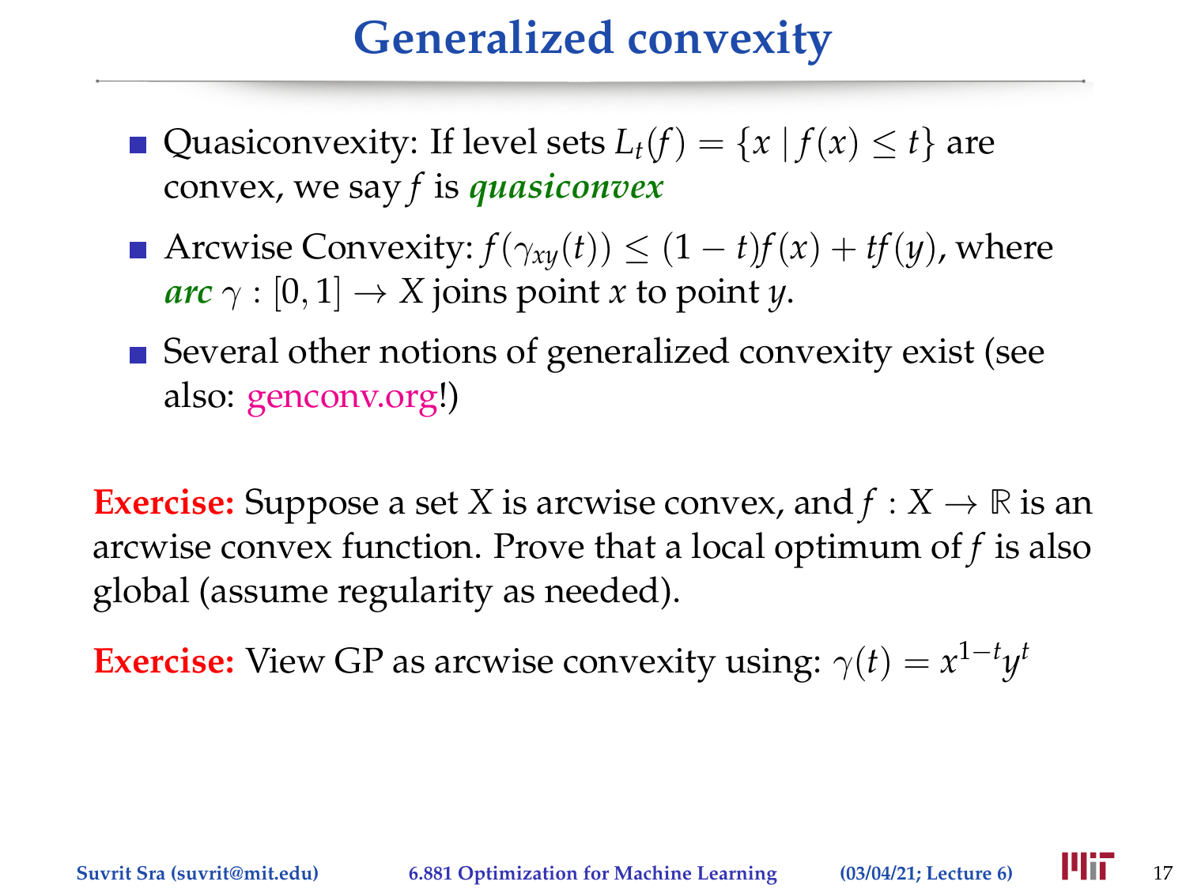# Generalized convexity

- Quasiconvexity: If level sets $L_t(f) = \{x \mid f(x) \leq t\}$ are convex, we say $f$ is ***quasiconvex***
- Arcwise Convexity: $f(\gamma_{xy}(t)) \leq (1-t)f(x) + tf(y)$, where ***arc*** $\gamma : [0,1] \to X$ joins point $x$ to point $y$.
- Several other notions of generalized convexity exist (see also: genconv.org!)

**Exercise:** Suppose a set $X$ is arcwise convex, and $f : X \to \mathbb{R}$ is an arcwise convex function. Prove that a local optimum of $f$ is also global (assume regularity as needed).

**Exercise:** View GP as arcwise convexity using: $\gamma(t) = x^{1-t}y^t$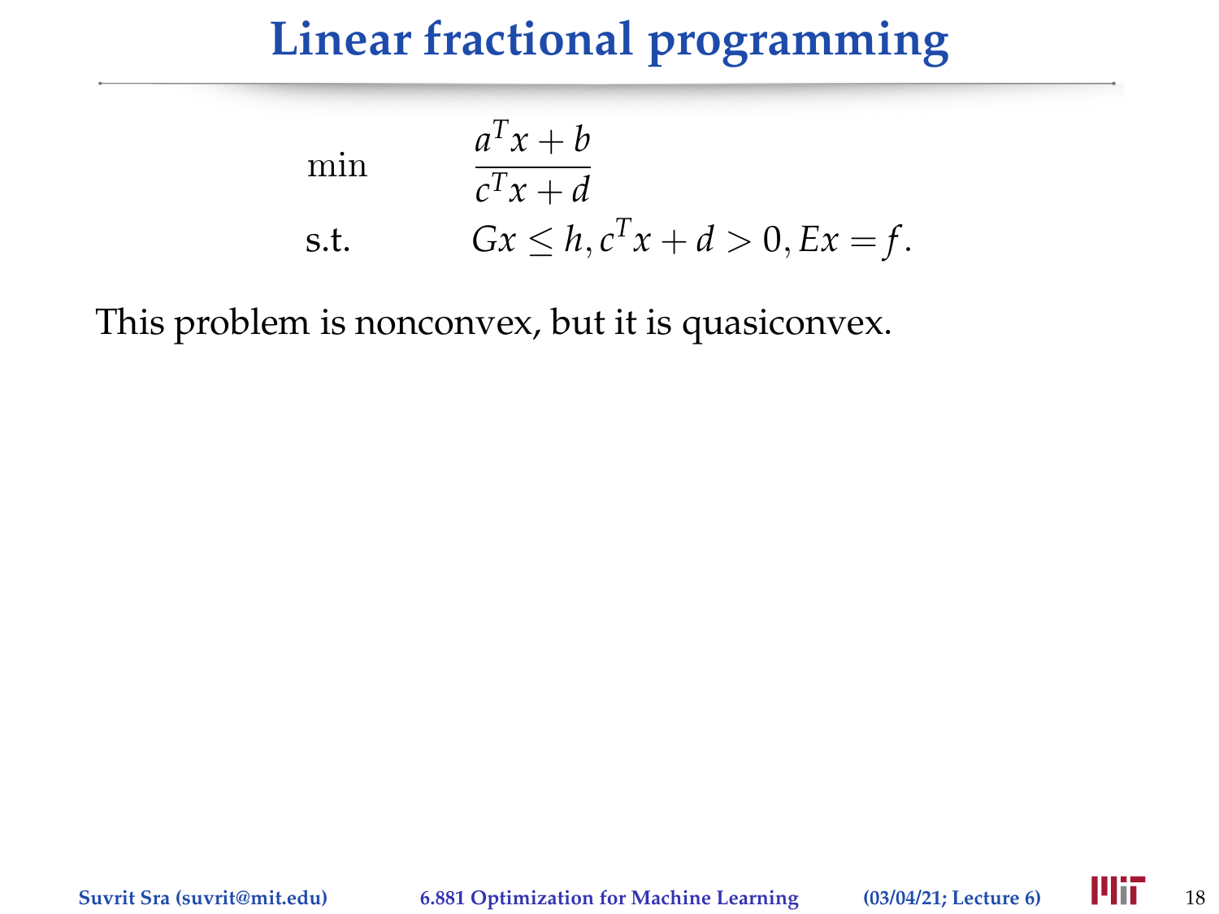# Linear fractional programming

$$
\begin{array}{ll}
\min & \dfrac{a^T x + b}{c^T x + d} \\
\text{s.t.} & Gx \leq h, c^T x + d > 0, Ex = f.
\end{array}
$$

This problem is nonconvex, but it is quasiconvex.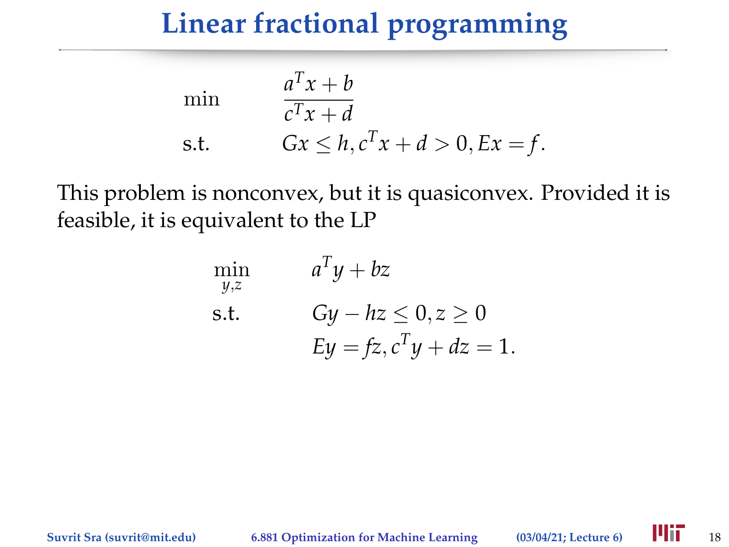# Linear fractional programming

$$
\begin{array}{ll}
\min & \dfrac{a^T x + b}{c^T x + d} \\
\text{s.t.} & Gx \leq h, c^T x + d > 0, Ex = f.
\end{array}
$$

This problem is nonconvex, but it is quasiconvex. Provided it is feasible, it is equivalent to the LP

$$
\begin{array}{ll}
\min\limits_{y,z} & a^T y + bz \\
\text{s.t.} & Gy - hz \leq 0, z \geq 0 \\
& Ey = fz, c^T y + dz = 1.
\end{array}
$$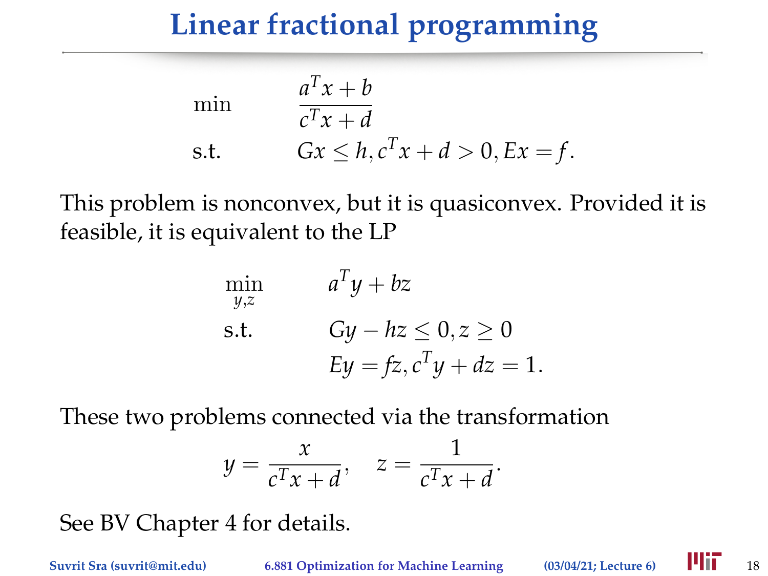# Linear fractional programming

$$
\begin{aligned}
\min \quad & \frac{a^T x + b}{c^T x + d} \\
\text{s.t.} \quad & Gx \leq h, c^T x + d > 0, Ex = f.
\end{aligned}
$$

This problem is nonconvex, but it is quasiconvex. Provided it is feasible, it is equivalent to the LP

$$
\begin{aligned}
\min_{y,z} \quad & a^T y + bz \\
\text{s.t.} \quad & Gy - hz \leq 0, z \geq 0 \\
& Ey = fz, c^T y + dz = 1.
\end{aligned}
$$

These two problems connected via the transformation

$$
y = \frac{x}{c^T x + d}, \quad z = \frac{1}{c^T x + d}.
$$

See BV Chapter 4 for details.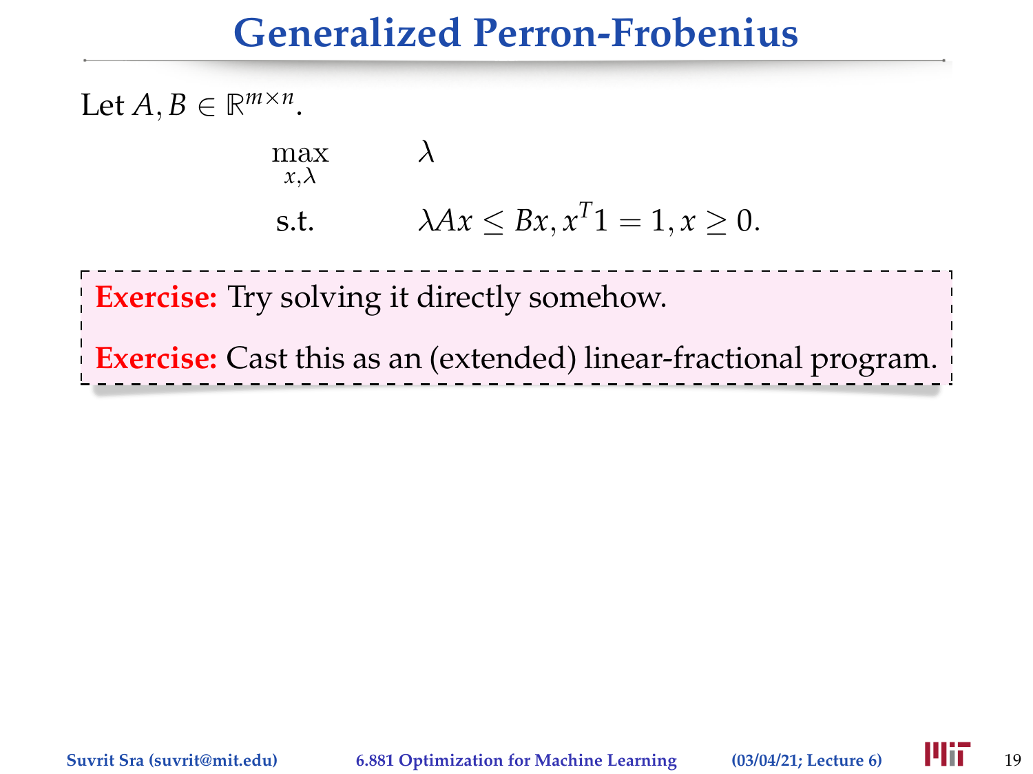# Generalized Perron-Frobenius

Let $A, B \in \mathbb{R}^{m \times n}$.

$$
\begin{array}{ll}
\max\limits_{x,\lambda} & \lambda \\
\text{s.t.} & \lambda A x \leq B x, x^T 1 = 1, x \geq 0.
\end{array}
$$

**Exercise:** Try solving it directly somehow.

**Exercise:** Cast this as an (extended) linear-fractional program.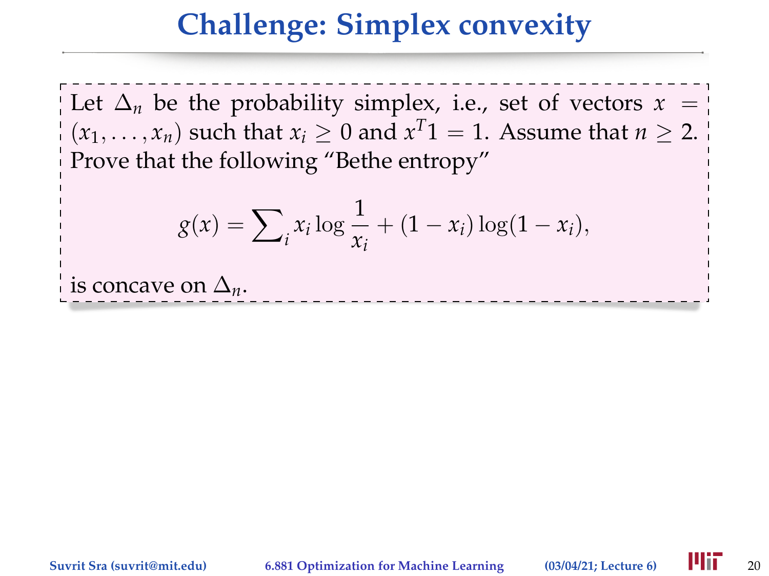# Challenge: Simplex convexity

Let $\Delta_n$ be the probability simplex, i.e., set of vectors $x = (x_1, \ldots, x_n)$ such that $x_i \geq 0$ and $x^T 1 = 1$. Assume that $n \geq 2$. Prove that the following "Bethe entropy"

$$g(x) = \sum\nolimits_i x_i \log \frac{1}{x_i} + (1 - x_i) \log(1 - x_i),$$

is concave on $\Delta_n$.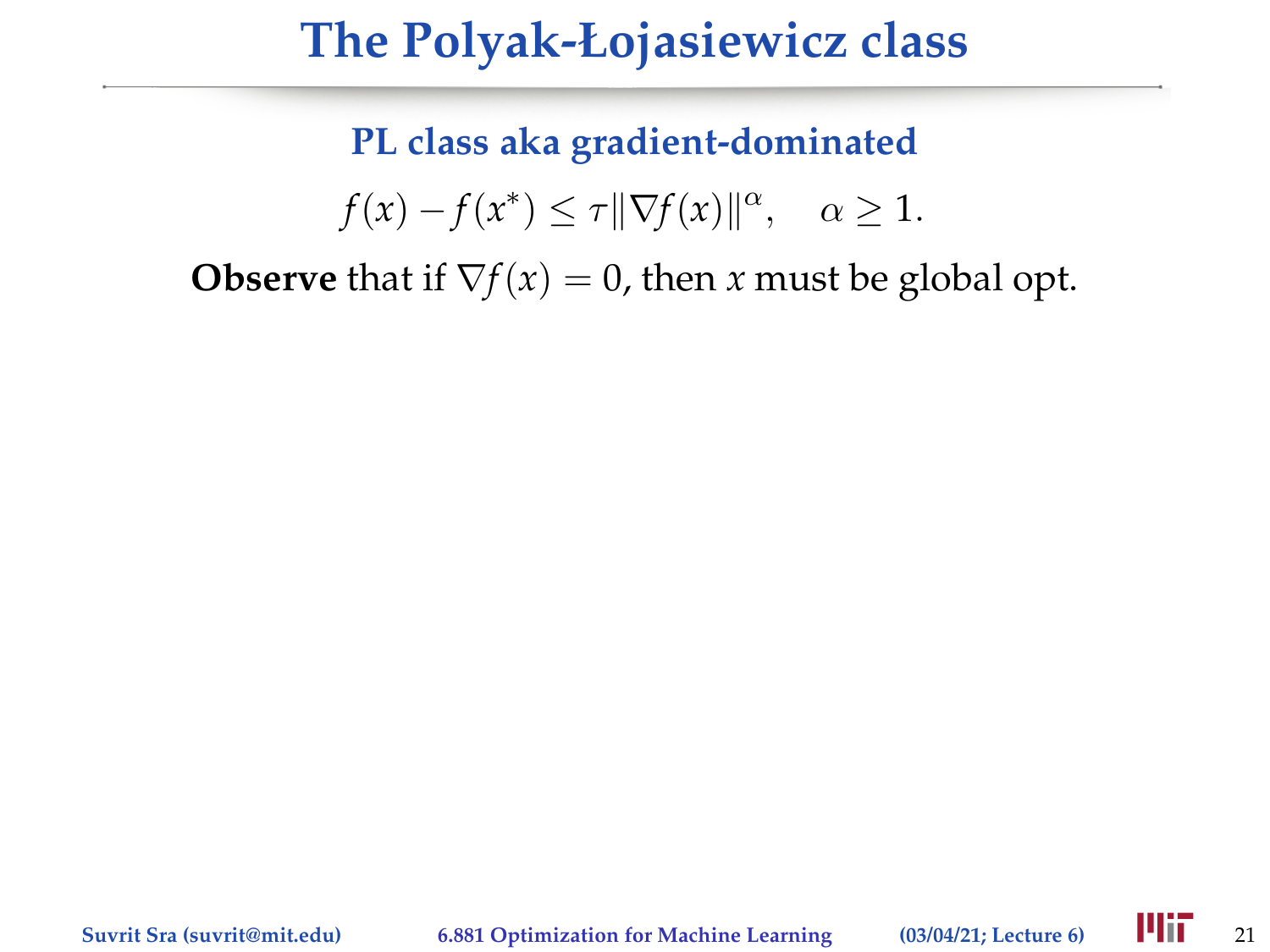# The Polyak-Łojasiewicz class

## PL class aka gradient-dominated

$$f(x) - f(x^*) \leq \tau \|\nabla f(x)\|^{\alpha}, \quad \alpha \geq 1.$$

**Observe** that if $\nabla f(x) = 0$, then $x$ must be global opt.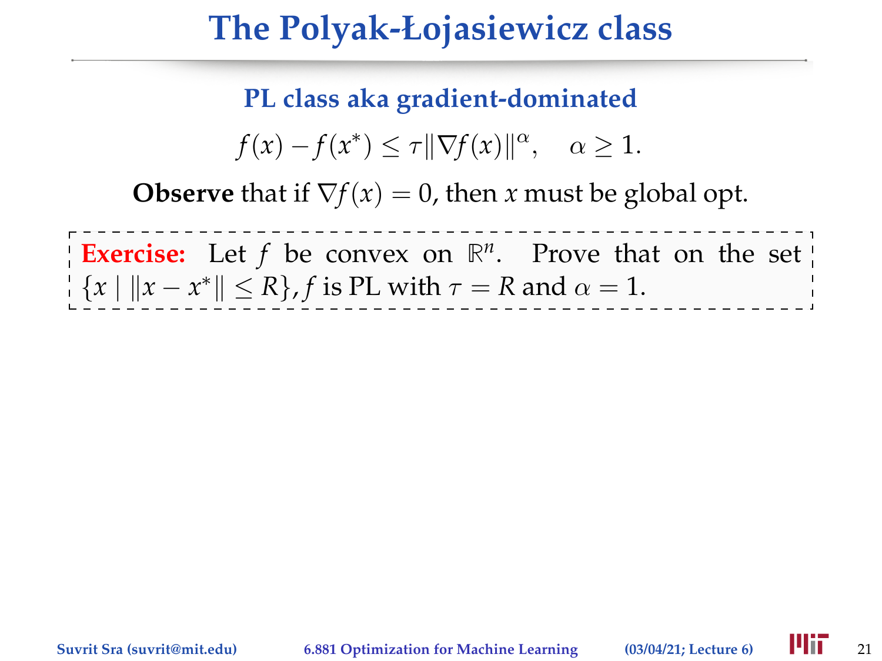# The Polyak-Łojasiewicz class

### PL class aka gradient-dominated

$$f(x) - f(x^*) \leq \tau \|\nabla f(x)\|^\alpha, \quad \alpha \geq 1.$$

**Observe** that if $\nabla f(x) = 0$, then $x$ must be global opt.

**Exercise:** Let $f$ be convex on $\mathbb{R}^n$. Prove that on the set $\{x \mid \|x - x^*\| \leq R\}$, $f$ is PL with $\tau = R$ and $\alpha = 1$.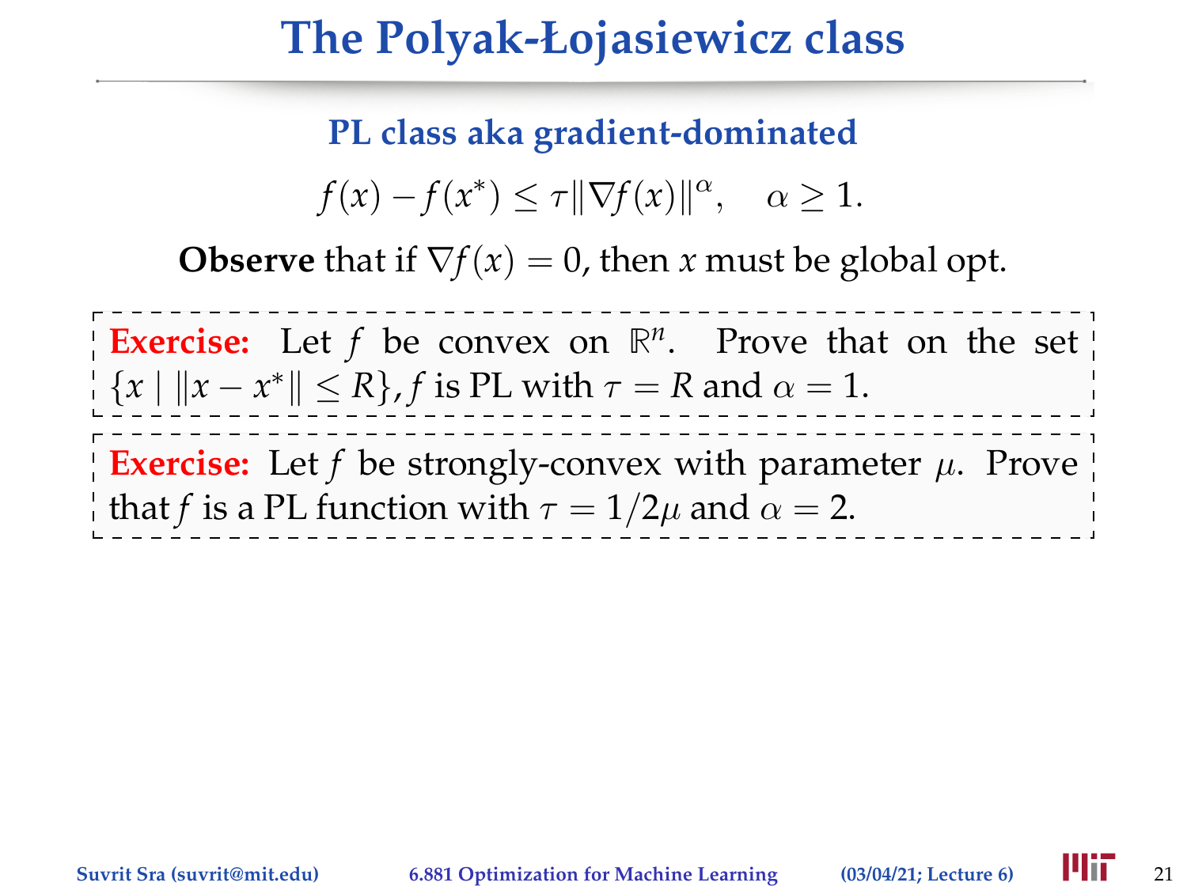# The Polyak-Łojasiewicz class

### PL class aka gradient-dominated

$$f(x) - f(x^*) \leq \tau \|\nabla f(x)\|^{\alpha}, \quad \alpha \geq 1.$$

**Observe** that if $\nabla f(x) = 0$, then $x$ must be global opt.

**Exercise:** Let $f$ be convex on $\mathbb{R}^n$. Prove that on the set $\{x \mid \|x - x^*\| \leq R\}$, $f$ is PL with $\tau = R$ and $\alpha = 1$.

**Exercise:** Let $f$ be strongly-convex with parameter $\mu$. Prove that $f$ is a PL function with $\tau = 1/2\mu$ and $\alpha = 2$.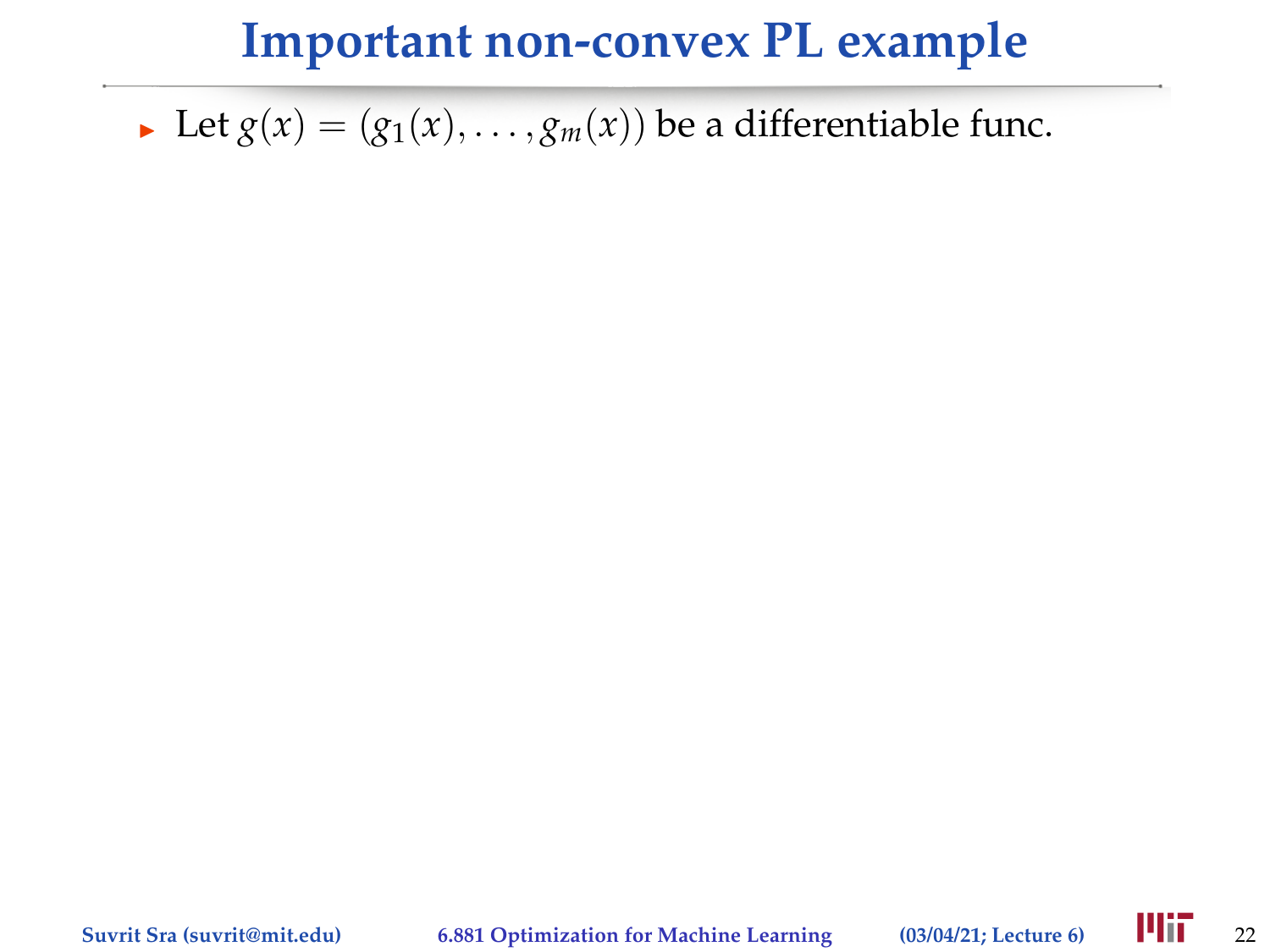# Important non-convex PL example

- Let $g(x) = (g_1(x), \ldots, g_m(x))$ be a differentiable func.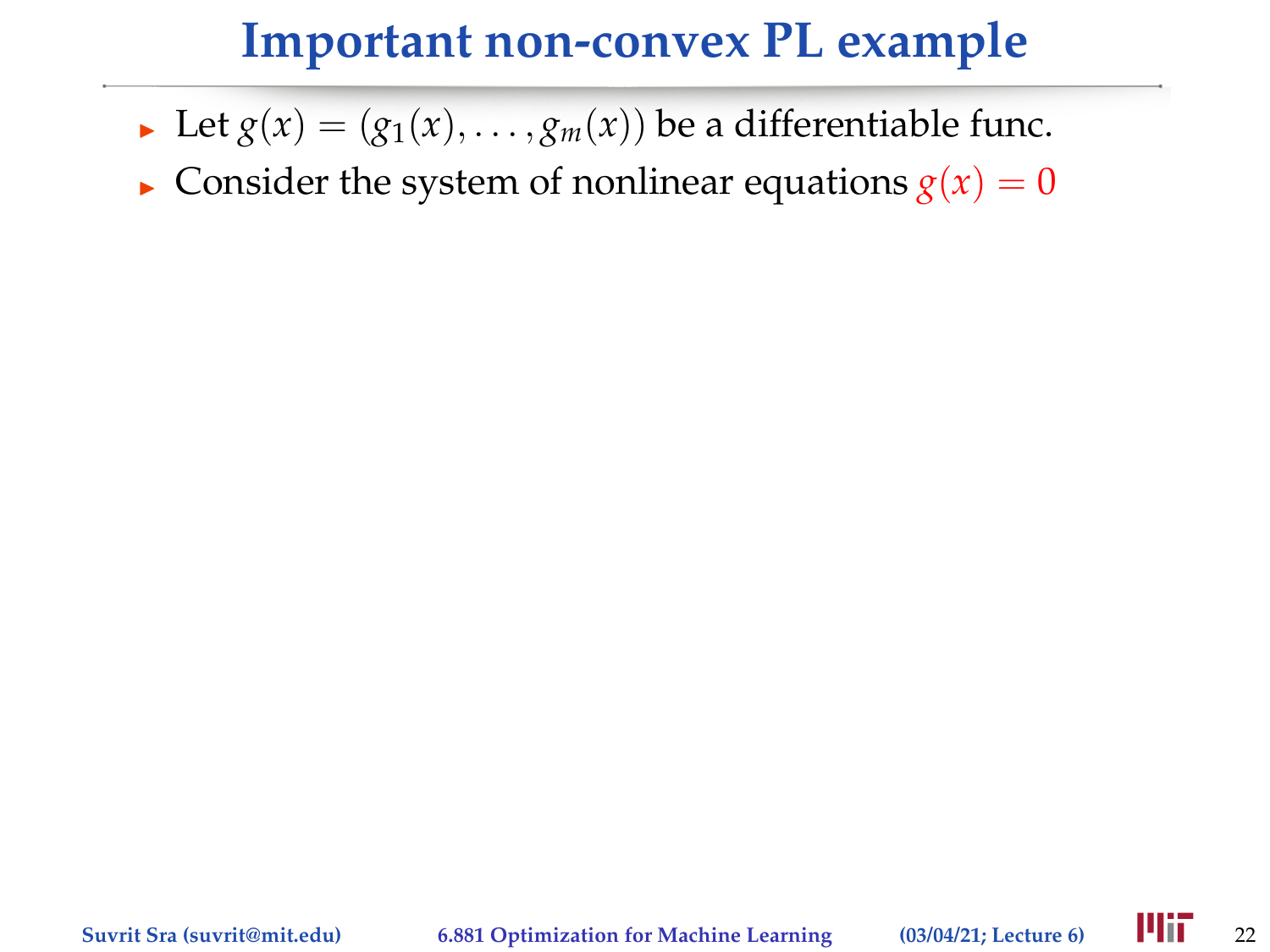# Important non-convex PL example

- Let $g(x) = (g_1(x), \ldots, g_m(x))$ be a differentiable func.
- Consider the system of nonlinear equations $g(x) = 0$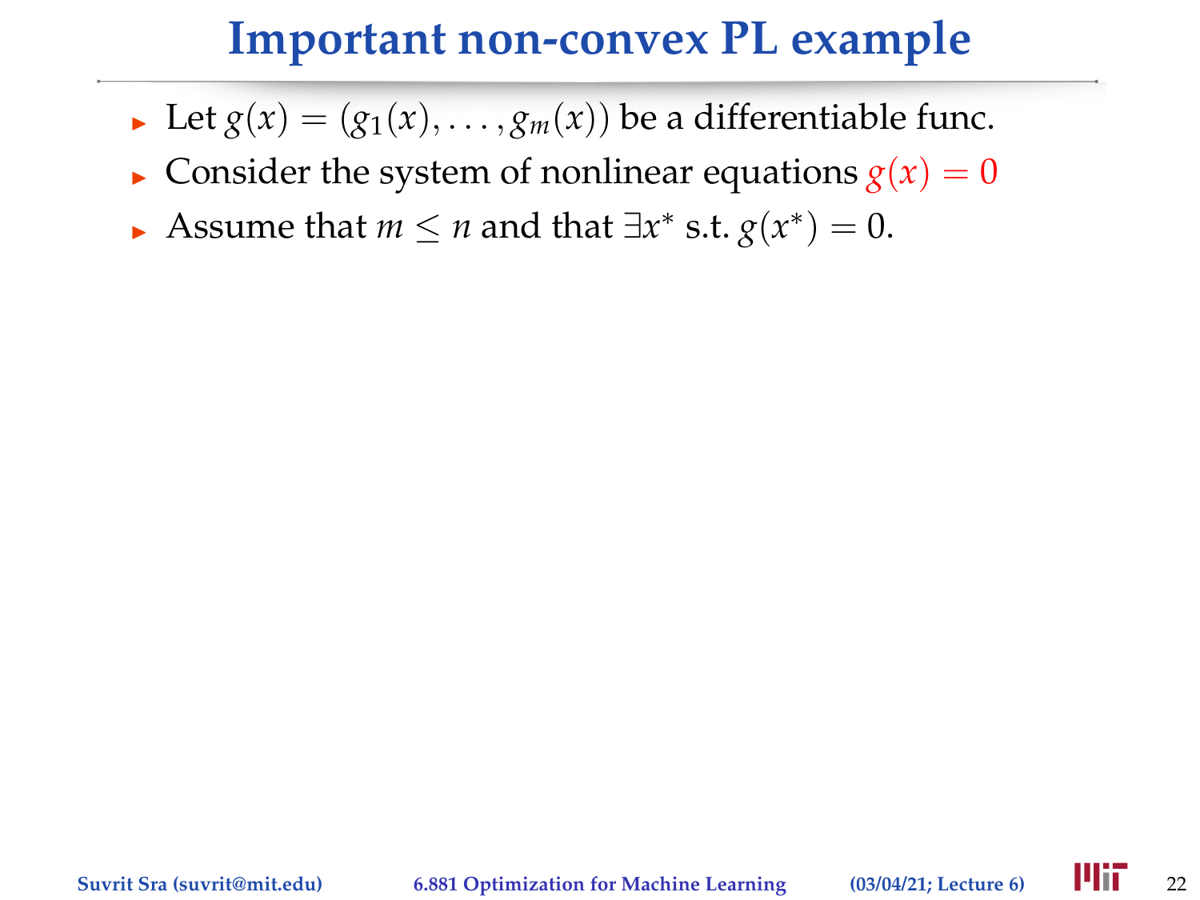# Important non-convex PL example

- Let $g(x) = (g_1(x), \ldots, g_m(x))$ be a differentiable func.
- Consider the system of nonlinear equations $g(x) = 0$
- Assume that $m \leq n$ and that $\exists x^*$ s.t. $g(x^*) = 0$.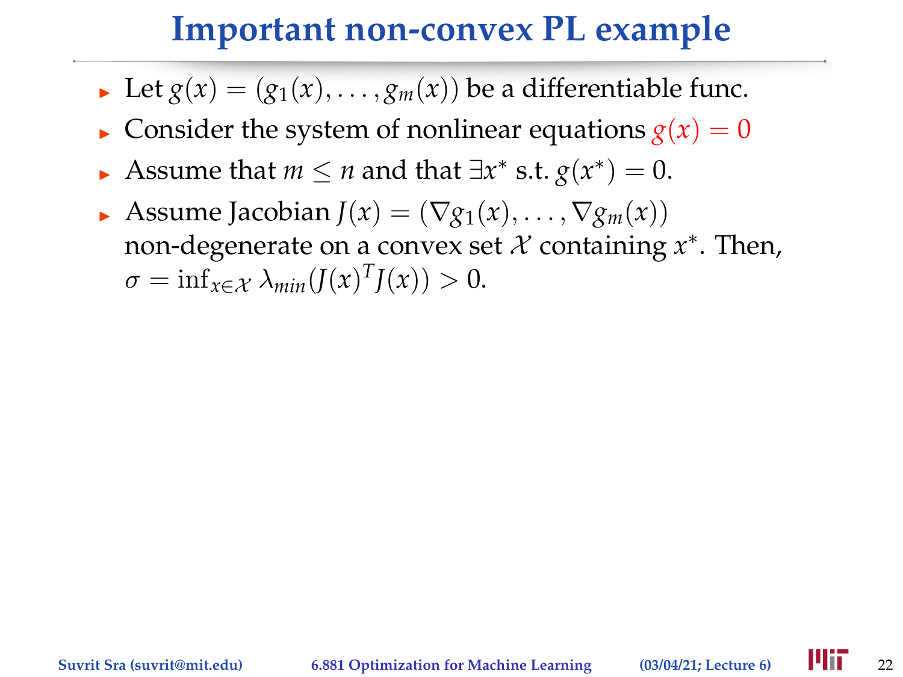# Important non-convex PL example

- Let $g(x) = (g_1(x), \ldots, g_m(x))$ be a differentiable func.
- Consider the system of nonlinear equations $g(x) = 0$
- Assume that $m \leq n$ and that $\exists x^*$ s.t. $g(x^*) = 0$.
- Assume Jacobian $J(x) = (\nabla g_1(x), \ldots, \nabla g_m(x))$ non-degenerate on a convex set $\mathcal{X}$ containing $x^*$. Then, $\sigma = \inf_{x \in \mathcal{X}} \lambda_{min}(J(x)^T J(x)) > 0$.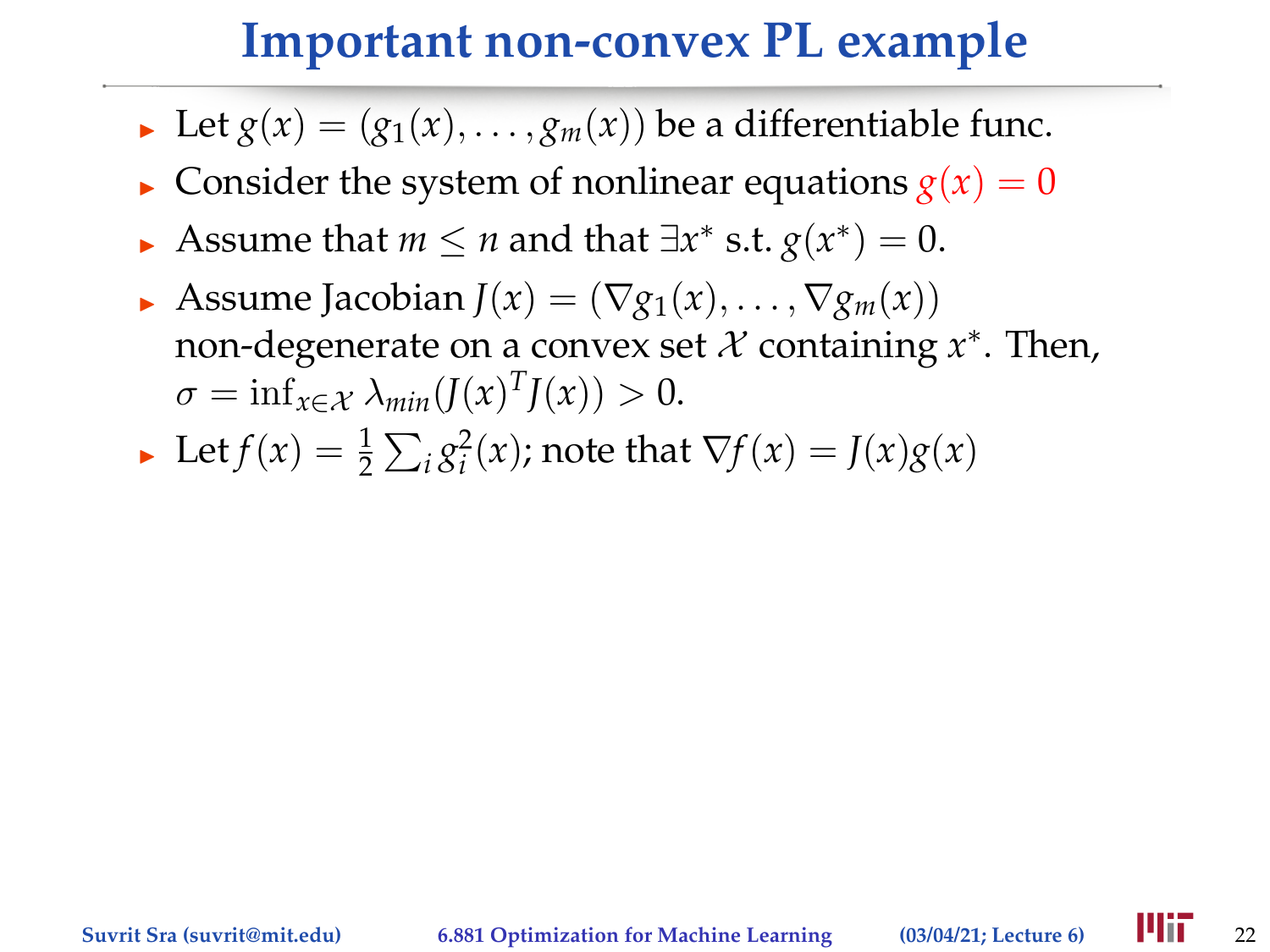# Important non-convex PL example

- Let $g(x) = (g_1(x), \ldots, g_m(x))$ be a differentiable func.
- Consider the system of nonlinear equations $g(x) = 0$
- Assume that $m \leq n$ and that $\exists x^*$ s.t. $g(x^*) = 0$.
- Assume Jacobian $J(x) = (\nabla g_1(x), \ldots, \nabla g_m(x))$ non-degenerate on a convex set $\mathcal{X}$ containing $x^*$. Then, $\sigma = \inf_{x \in \mathcal{X}} \lambda_{min}(J(x)^T J(x)) > 0$.
- Let $f(x) = \frac{1}{2} \sum_i g_i^2(x)$; note that $\nabla f(x) = J(x) g(x)$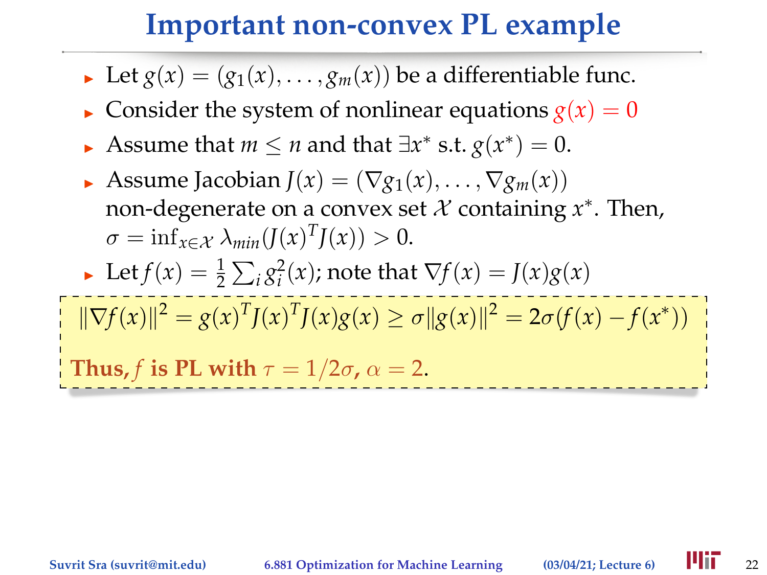# Important non-convex PL example

- Let $g(x) = (g_1(x), \ldots, g_m(x))$ be a differentiable func.
- Consider the system of nonlinear equations $g(x) = 0$
- Assume that $m \leq n$ and that $\exists x^*$ s.t. $g(x^*) = 0$.
- Assume Jacobian $J(x) = (\nabla g_1(x), \ldots, \nabla g_m(x))$ non-degenerate on a convex set $\mathcal{X}$ containing $x^*$. Then, $\sigma = \inf_{x \in \mathcal{X}} \lambda_{min}(J(x)^T J(x)) > 0$.
- Let $f(x) = \frac{1}{2}\sum_i g_i^2(x)$; note that $\nabla f(x) = J(x) g(x)$

$$\|\nabla f(x)\|^2 = g(x)^T J(x)^T J(x) g(x) \geq \sigma \|g(x)\|^2 = 2\sigma(f(x) - f(x^*))$$

**Thus, $f$ is PL with $\tau = 1/2\sigma$, $\alpha = 2$.**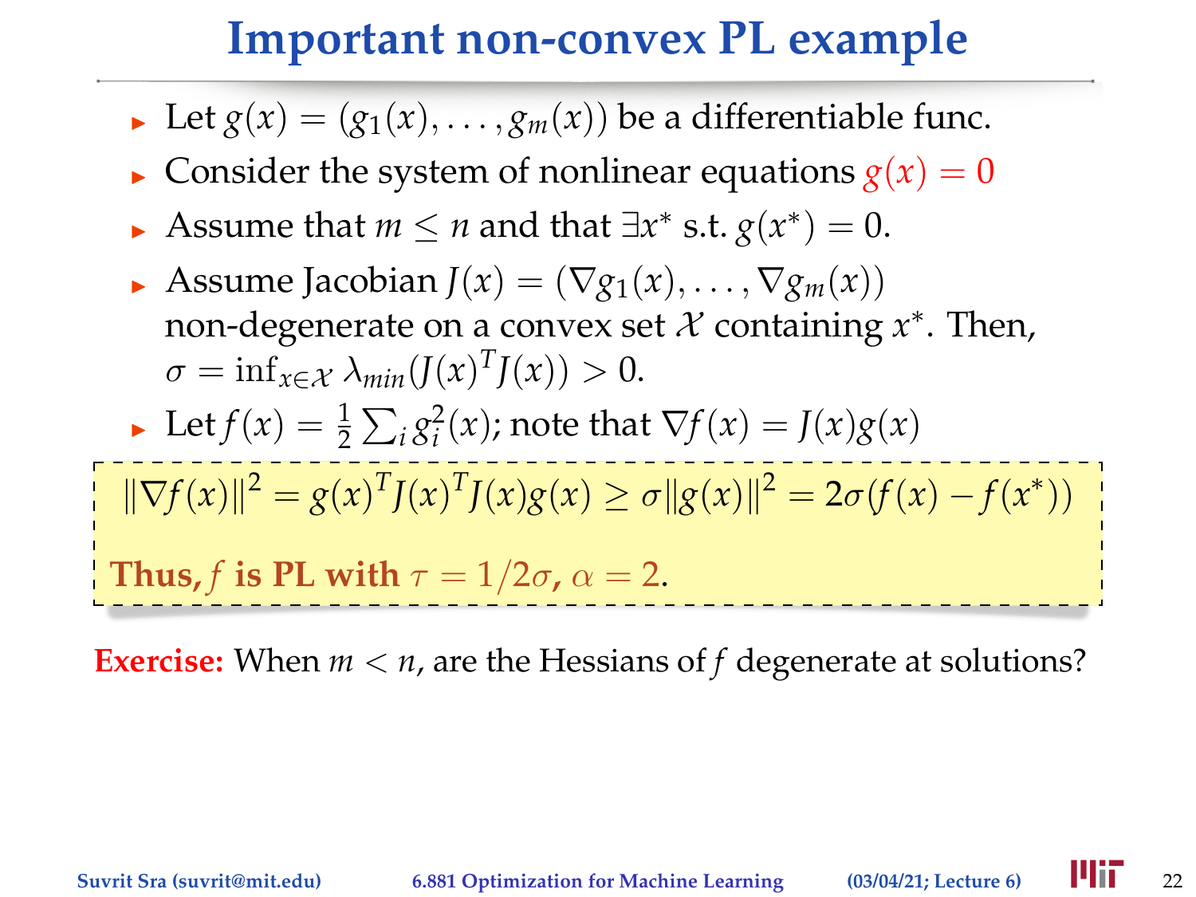# Important non-convex PL example

- Let $g(x) = (g_1(x), \ldots, g_m(x))$ be a differentiable func.
- Consider the system of nonlinear equations $g(x) = 0$
- Assume that $m \leq n$ and that $\exists x^*$ s.t. $g(x^*) = 0$.
- Assume Jacobian $J(x) = (\nabla g_1(x), \ldots, \nabla g_m(x))$ non-degenerate on a convex set $\mathcal{X}$ containing $x^*$. Then, $\sigma = \inf_{x \in \mathcal{X}} \lambda_{min}(J(x)^T J(x)) > 0$.
- Let $f(x) = \frac{1}{2}\sum_i g_i^2(x)$; note that $\nabla f(x) = J(x)g(x)$

$$\|\nabla f(x)\|^2 = g(x)^T J(x)^T J(x) g(x) \geq \sigma \|g(x)\|^2 = 2\sigma(f(x) - f(x^*))$$

**Thus, $f$ is PL with $\tau = 1/2\sigma$, $\alpha = 2$.**

**Exercise:** When $m < n$, are the Hessians of $f$ degenerate at solutions?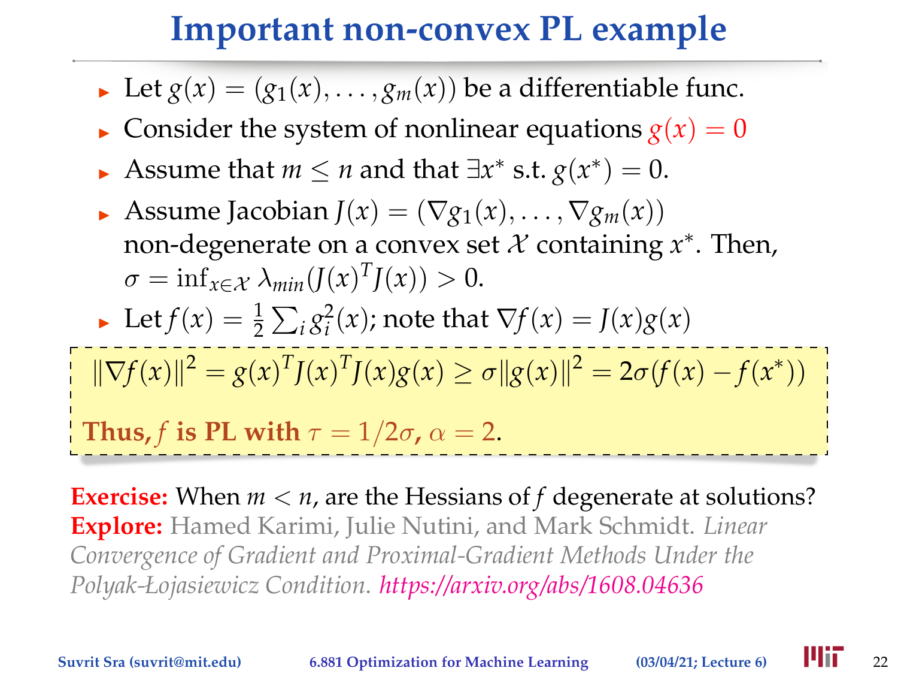# Important non-convex PL example

- Let $g(x) = (g_1(x), \ldots, g_m(x))$ be a differentiable func.
- Consider the system of nonlinear equations $g(x) = 0$
- Assume that $m \leq n$ and that $\exists x^*$ s.t. $g(x^*) = 0$.
- Assume Jacobian $J(x) = (\nabla g_1(x), \ldots, \nabla g_m(x))$ non-degenerate on a convex set $\mathcal{X}$ containing $x^*$. Then, $\sigma = \inf_{x \in \mathcal{X}} \lambda_{min}(J(x)^T J(x)) > 0$.
- Let $f(x) = \frac{1}{2} \sum_i g_i^2(x)$; note that $\nabla f(x) = J(x) g(x)$

$$\|\nabla f(x)\|^2 = g(x)^T J(x)^T J(x) g(x) \geq \sigma \|g(x)\|^2 = 2\sigma(f(x) - f(x^*))$$

**Thus, $f$ is PL with $\tau = 1/2\sigma$, $\alpha = 2$.**

**Exercise:** When $m < n$, are the Hessians of $f$ degenerate at solutions?
**Explore:** Hamed Karimi, Julie Nutini, and Mark Schmidt. *Linear Convergence of Gradient and Proximal-Gradient Methods Under the Polyak-Łojasiewicz Condition.* https://arxiv.org/abs/1608.04636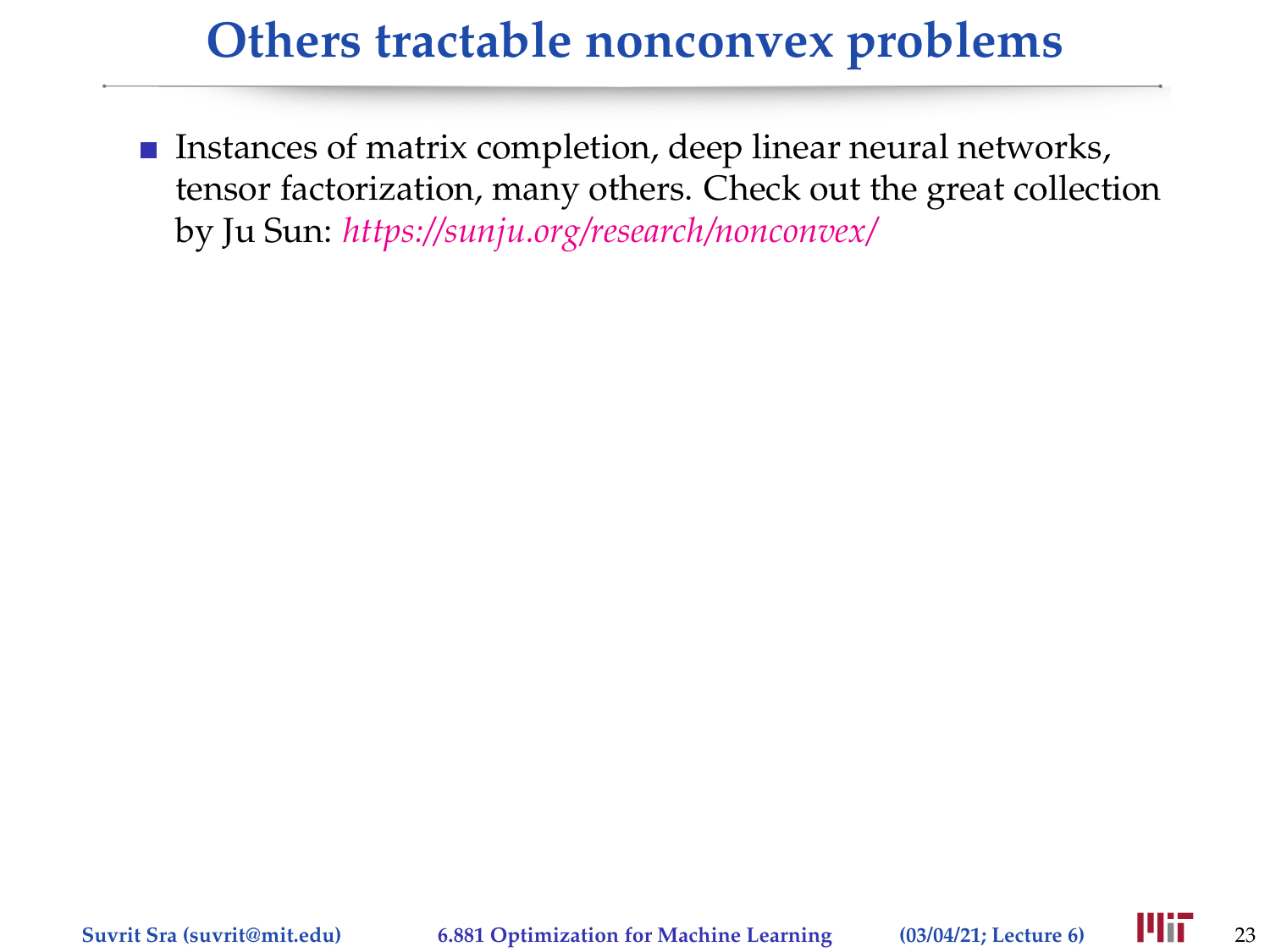# Others tractable nonconvex problems

- Instances of matrix completion, deep linear neural networks, tensor factorization, many others. Check out the great collection by Ju Sun: *https://sunju.org/research/nonconvex/*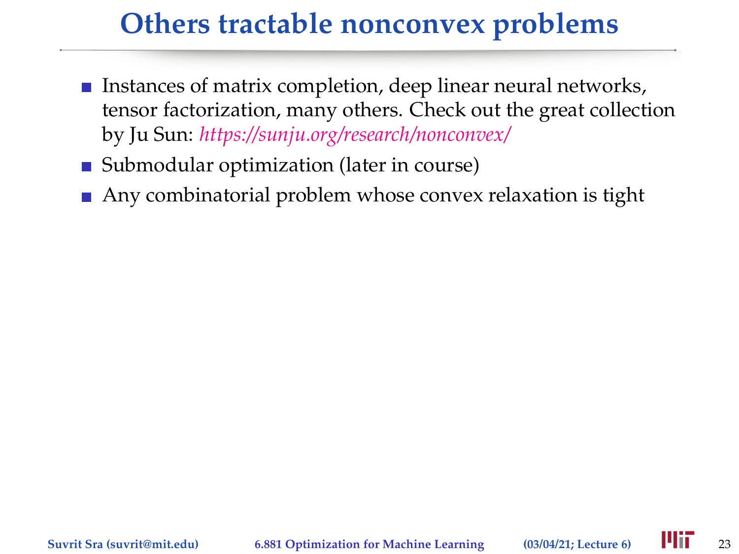# Others tractable nonconvex problems

- Instances of matrix completion, deep linear neural networks, tensor factorization, many others. Check out the great collection by Ju Sun: *https://sunju.org/research/nonconvex/*
- Submodular optimization (later in course)
- Any combinatorial problem whose convex relaxation is tight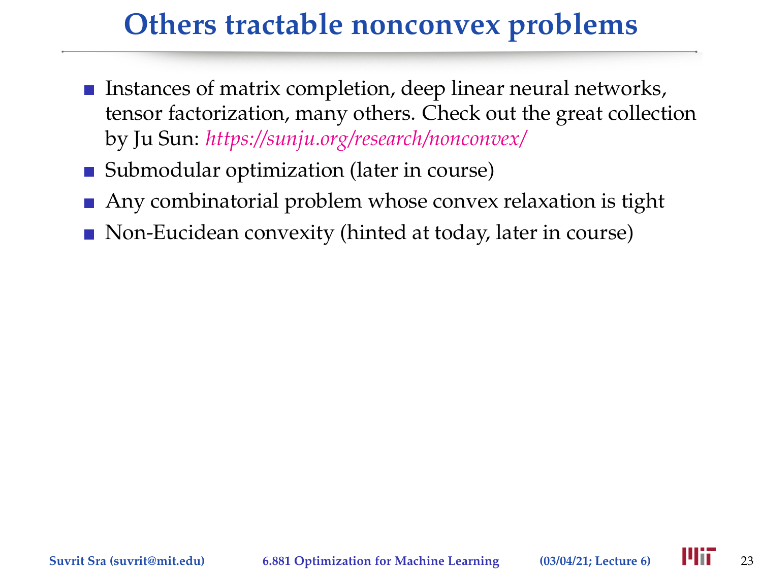# Others tractable nonconvex problems

- Instances of matrix completion, deep linear neural networks, tensor factorization, many others. Check out the great collection by Ju Sun: *https://sunju.org/research/nonconvex/*
- Submodular optimization (later in course)
- Any combinatorial problem whose convex relaxation is tight
- Non-Eucidean convexity (hinted at today, later in course)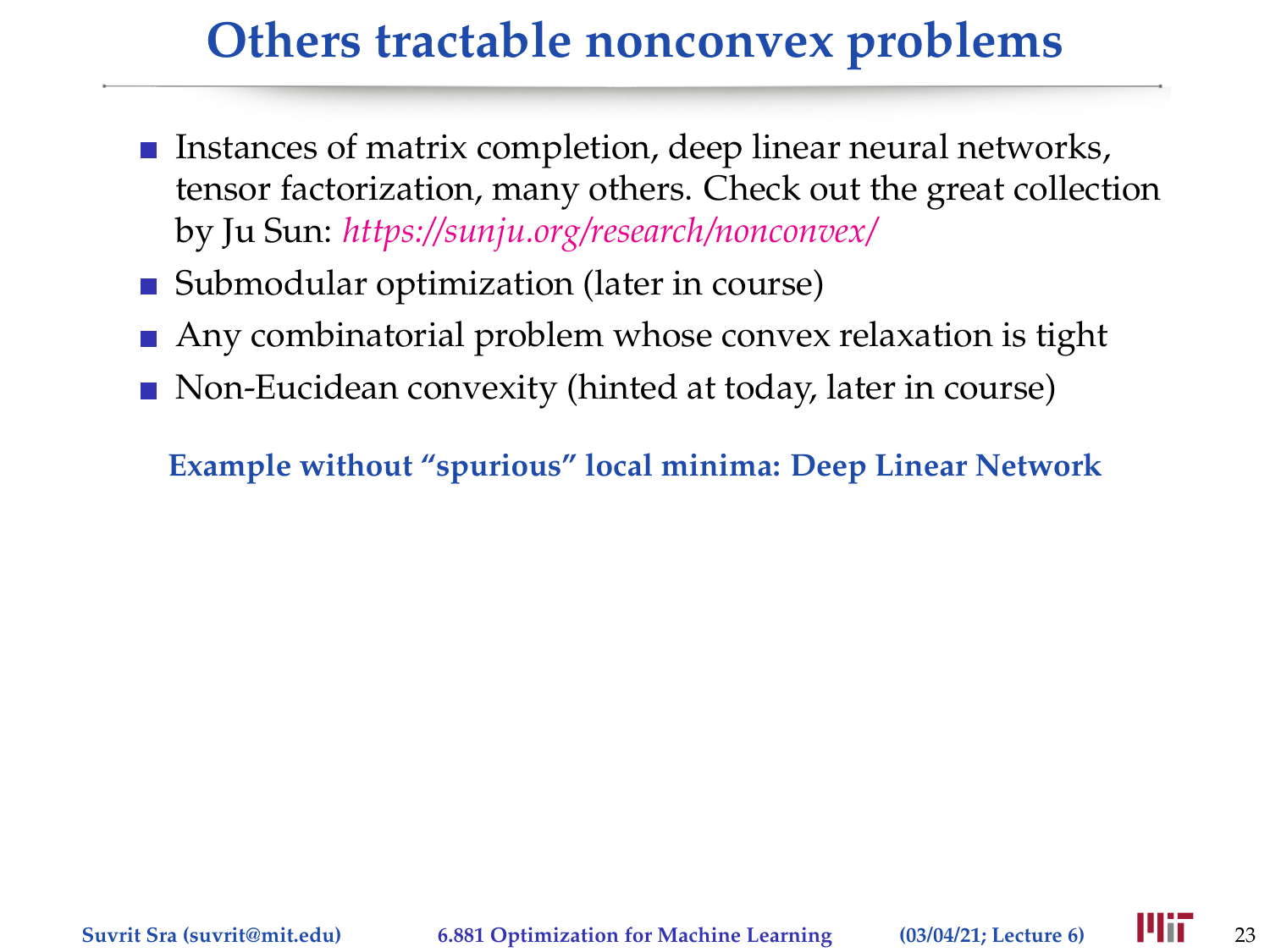# Others tractable nonconvex problems

- Instances of matrix completion, deep linear neural networks, tensor factorization, many others. Check out the great collection by Ju Sun: *https://sunju.org/research/nonconvex/*
- Submodular optimization (later in course)
- Any combinatorial problem whose convex relaxation is tight
- Non-Eucidean convexity (hinted at today, later in course)

**Example without "spurious" local minima: Deep Linear Network**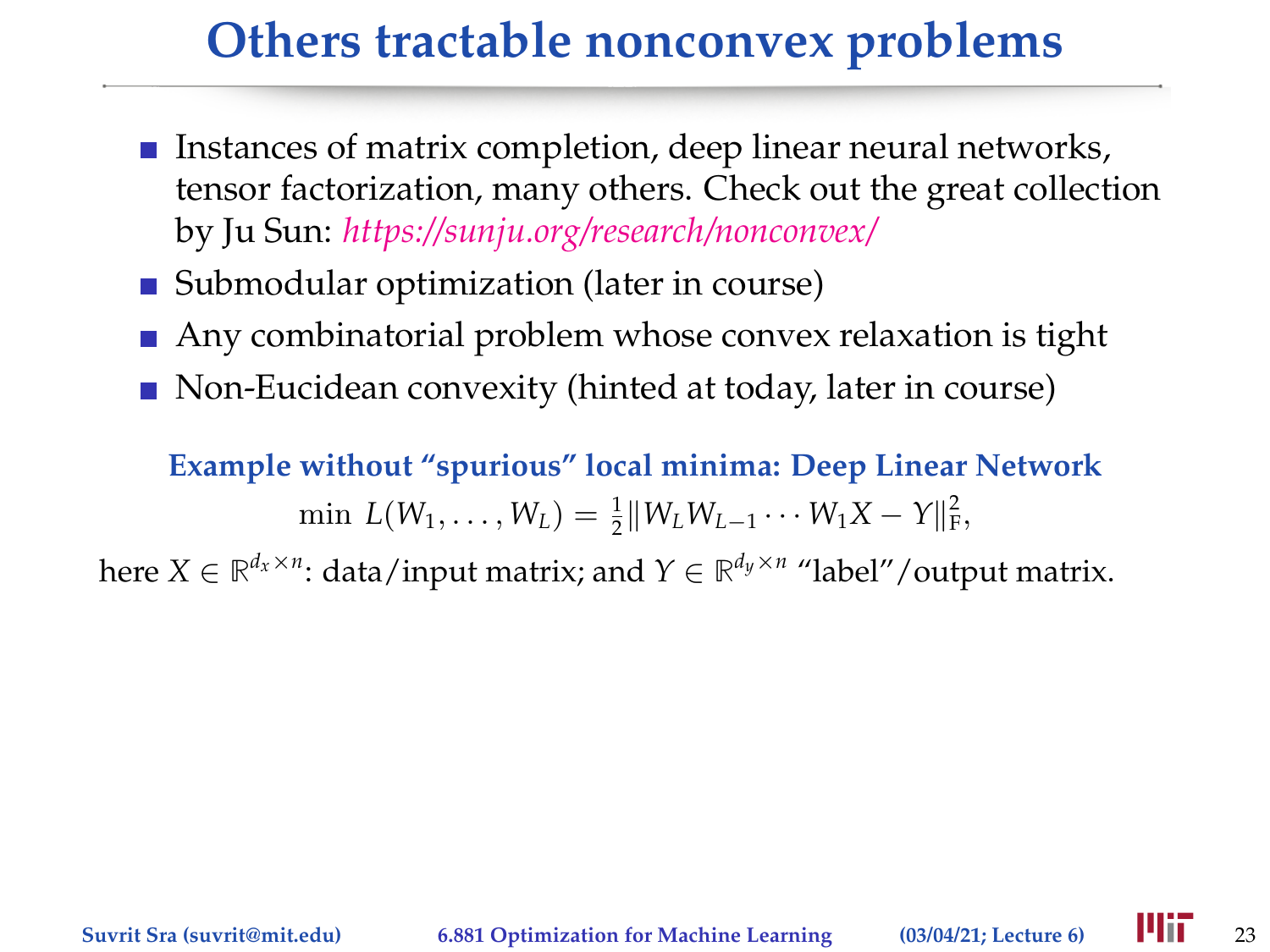# Others tractable nonconvex problems

- Instances of matrix completion, deep linear neural networks, tensor factorization, many others. Check out the great collection by Ju Sun: *https://sunju.org/research/nonconvex/*
- Submodular optimization (later in course)
- Any combinatorial problem whose convex relaxation is tight
- Non-Eucidean convexity (hinted at today, later in course)

**Example without "spurious" local minima: Deep Linear Network**

$$\min \; L(W_1, \ldots, W_L) = \tfrac{1}{2}\|W_L W_{L-1} \cdots W_1 X - Y\|_F^2,$$

here $X \in \mathbb{R}^{d_x \times n}$: data/input matrix; and $Y \in \mathbb{R}^{d_y \times n}$ "label"/output matrix.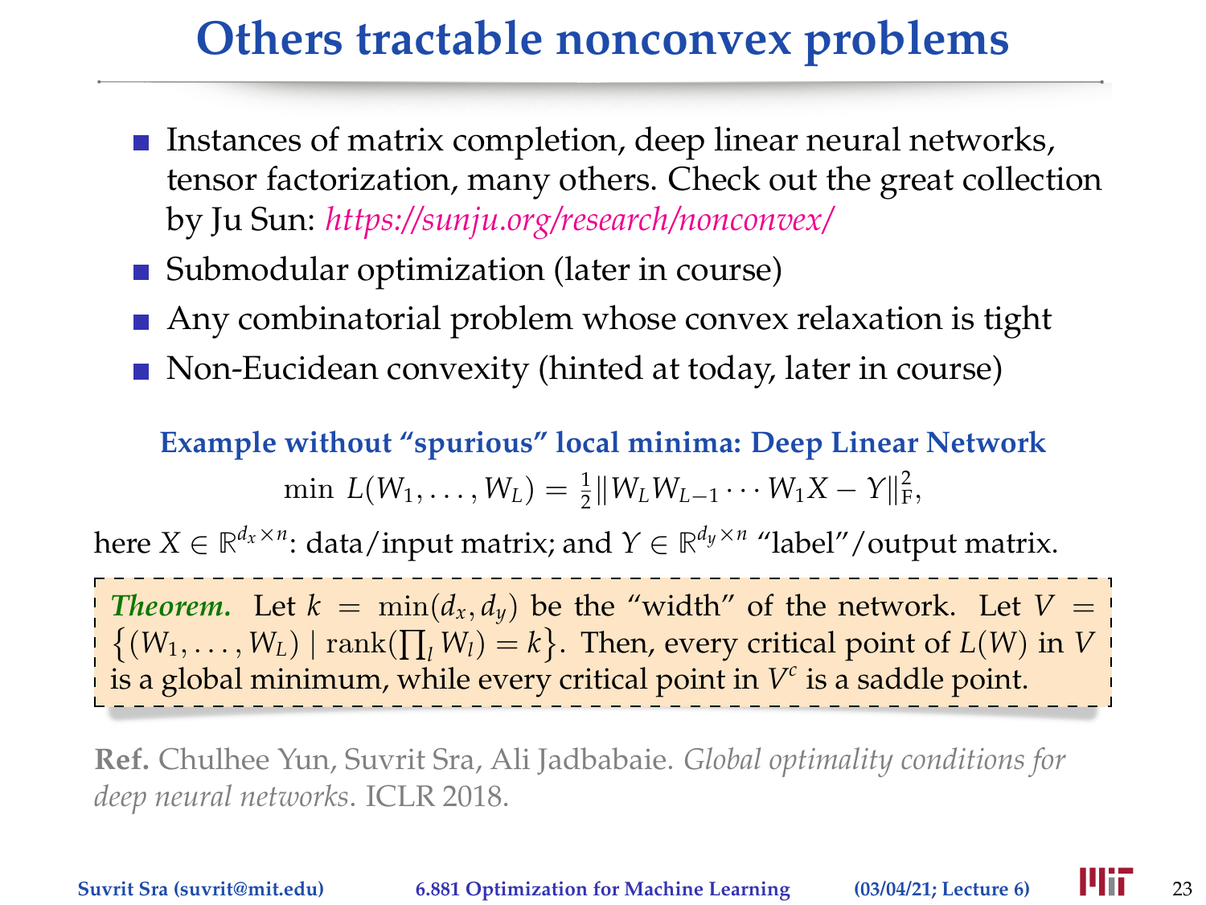# Others tractable nonconvex problems

- Instances of matrix completion, deep linear neural networks, tensor factorization, many others. Check out the great collection by Ju Sun: *https://sunju.org/research/nonconvex/*
- Submodular optimization (later in course)
- Any combinatorial problem whose convex relaxation is tight
- Non-Eucidean convexity (hinted at today, later in course)

**Example without "spurious" local minima: Deep Linear Network**

$$\min \; L(W_1, \ldots, W_L) = \tfrac{1}{2}\|W_L W_{L-1} \cdots W_1 X - Y\|_F^2,$$

here $X \in \mathbb{R}^{d_x \times n}$: data/input matrix; and $Y \in \mathbb{R}^{d_y \times n}$ "label"/output matrix.

***Theorem.*** Let $k = \min(d_x, d_y)$ be the "width" of the network. Let $V = \{(W_1, \ldots, W_L) \mid \operatorname{rank}(\prod_l W_l) = k\}$. Then, every critical point of $L(W)$ in $V$ is a global minimum, while every critical point in $V^c$ is a saddle point.

**Ref.** Chulhee Yun, Suvrit Sra, Ali Jadbabaie. *Global optimality conditions for deep neural networks*. ICLR 2018.